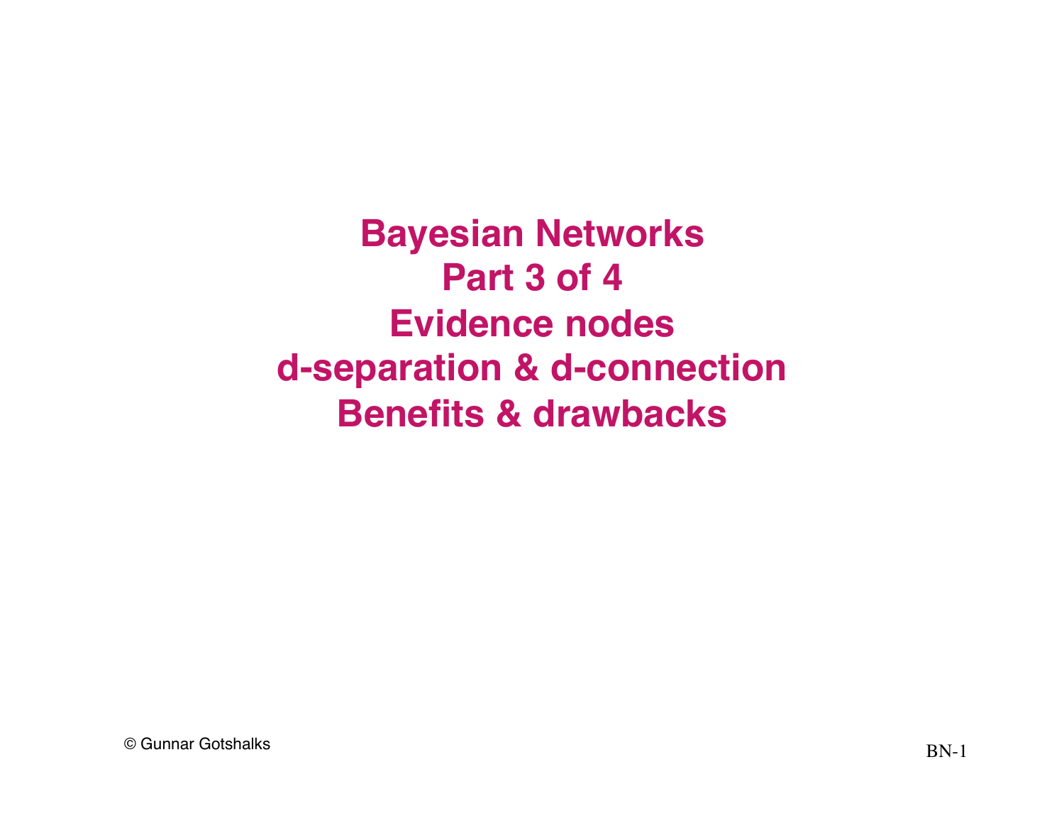# Bayesian Networks
# Part 3 of 4
# Evidence nodes
# d-separation & d-connection
# Benefits & drawbacks

© Gunnar Gotshalks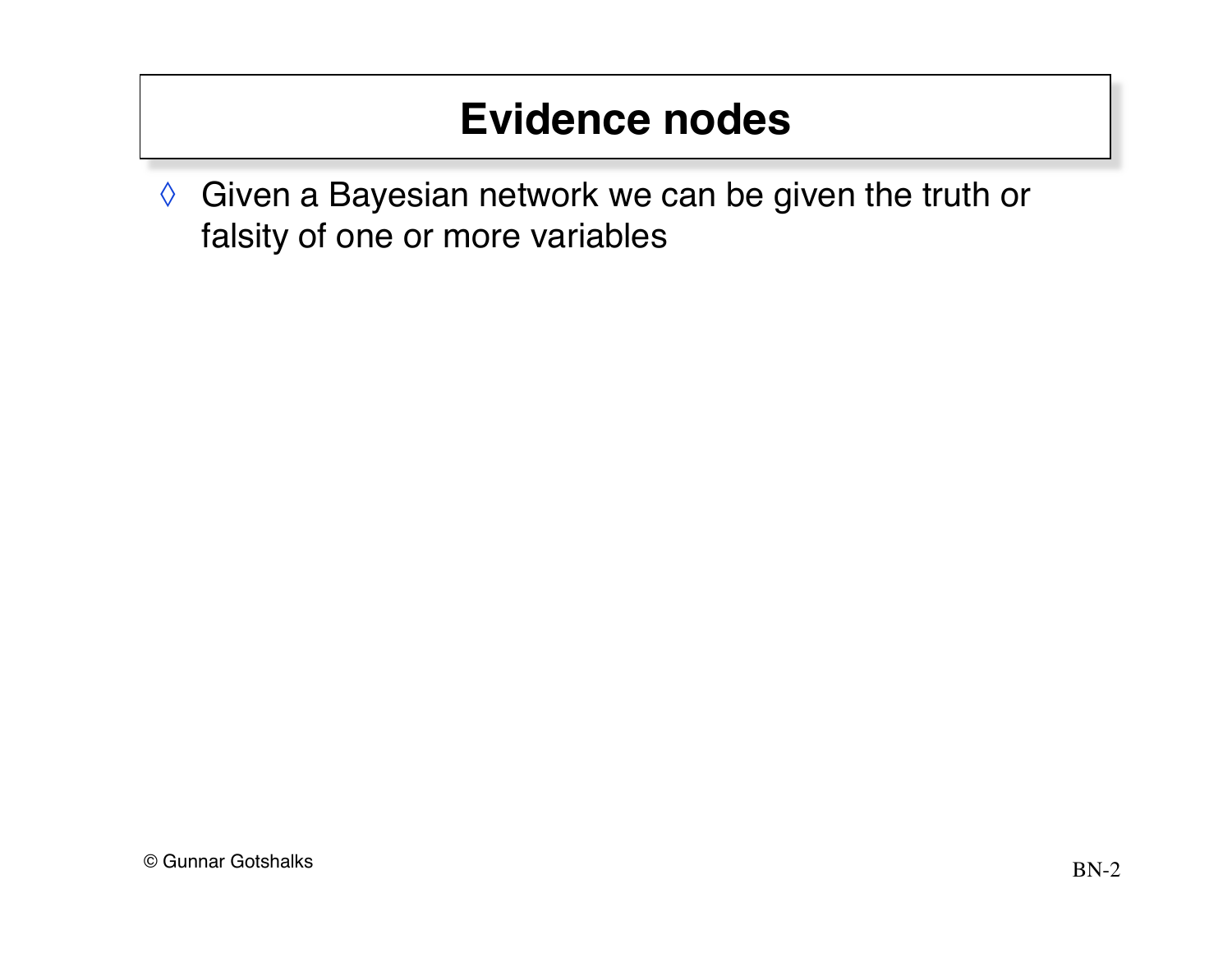# Evidence nodes

- Given a Bayesian network we can be given the truth or falsity of one or more variables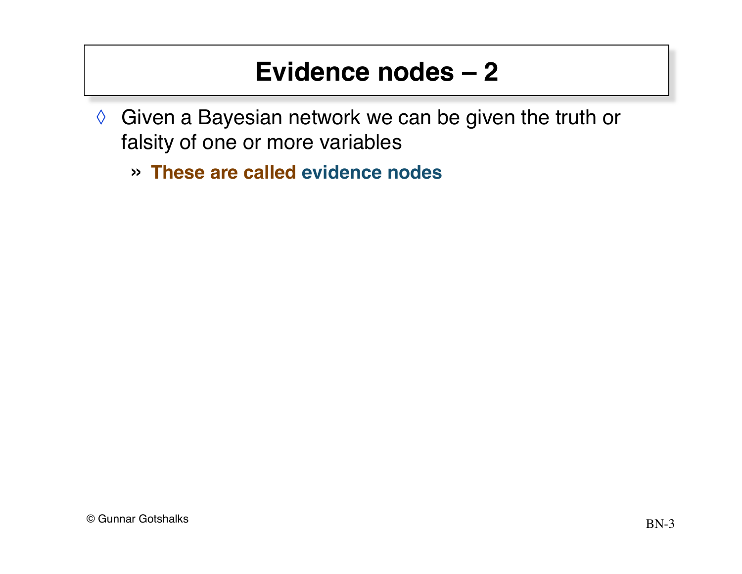# Evidence nodes – 2

- Given a Bayesian network we can be given the truth or falsity of one or more variables
  - **These are called evidence nodes**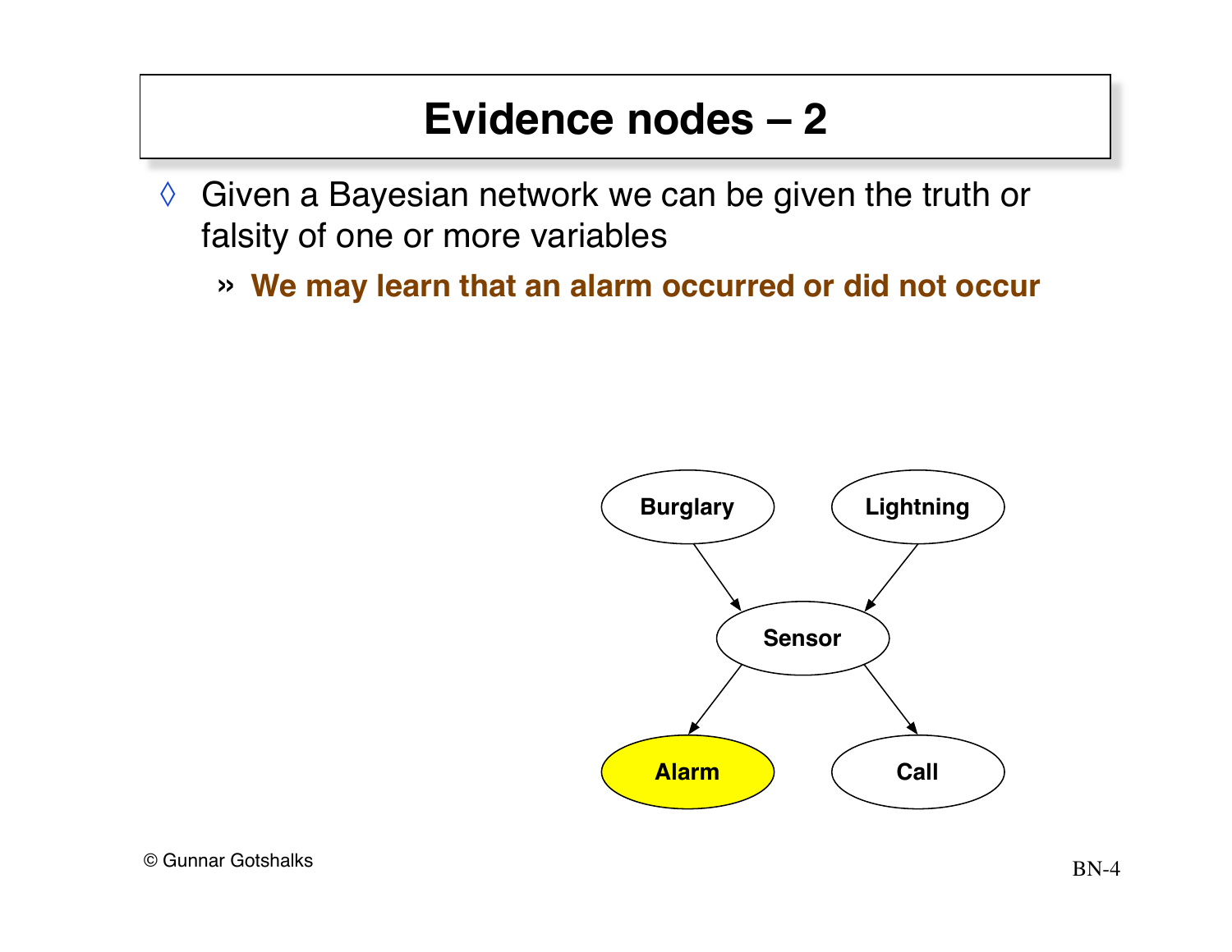# Evidence nodes – 2

- Given a Bayesian network we can be given the truth or falsity of one or more variables
  - **We may learn that an alarm occurred or did not occur**

Burglary

Lightning

Sensor

Alarm

Call

© Gunnar Gotshalks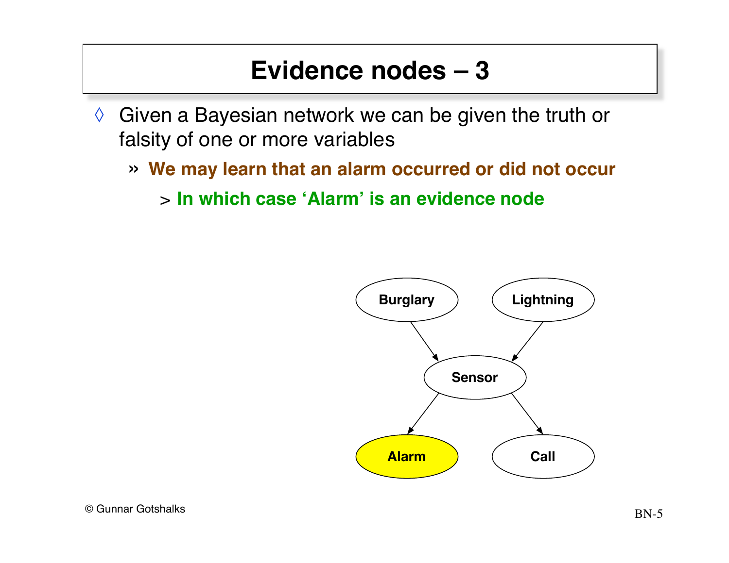# Evidence nodes – 3

- Given a Bayesian network we can be given the truth or falsity of one or more variables
  - **We may learn that an alarm occurred or did not occur**
    - **In which case 'Alarm' is an evidence node**

Burglary → Sensor, Lightning → Sensor, Sensor → Alarm, Sensor → Call

© Gunnar Gotshalks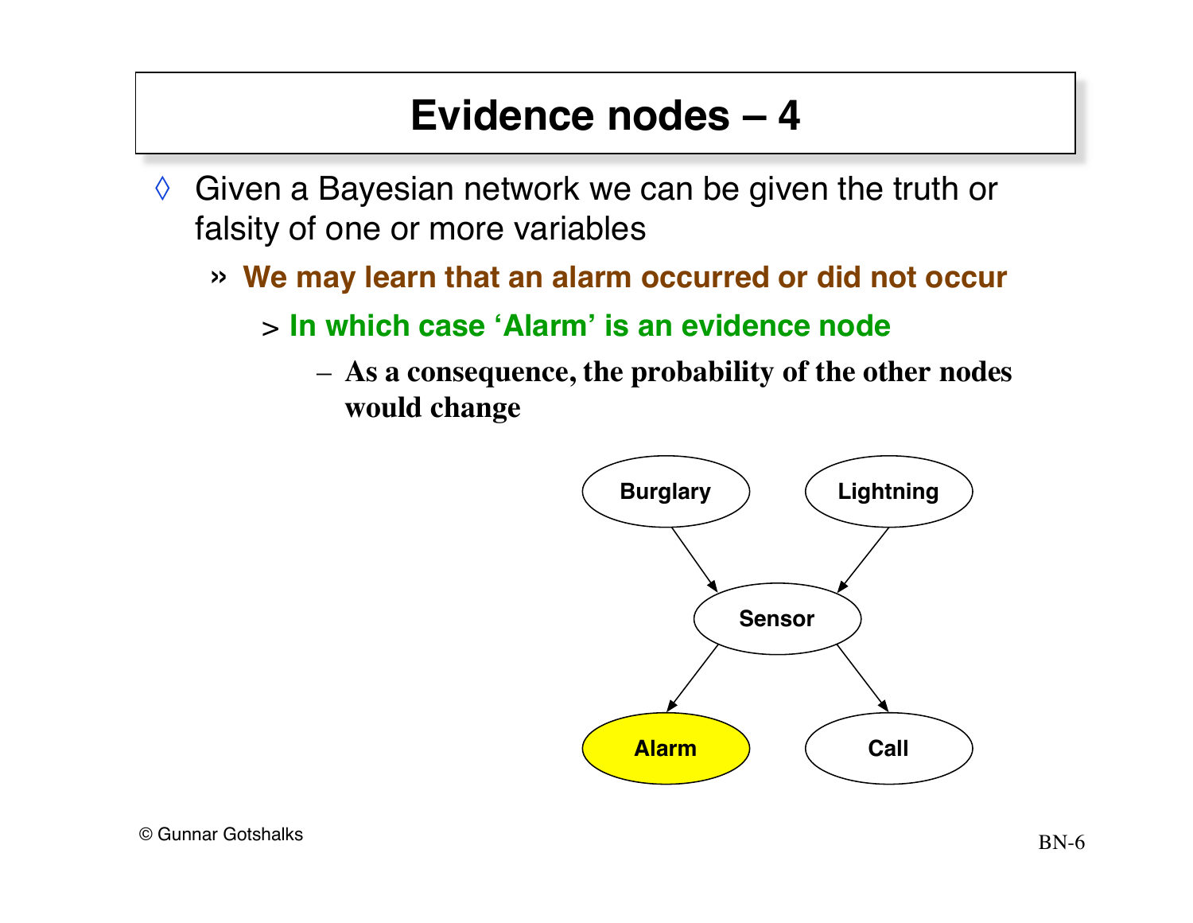# Evidence nodes – 4

- Given a Bayesian network we can be given the truth or falsity of one or more variables
  - **We may learn that an alarm occurred or did not occur**
    - **In which case 'Alarm' is an evidence node**
      - **As a consequence, the probability of the other nodes would change**

© Gunnar Gotshalks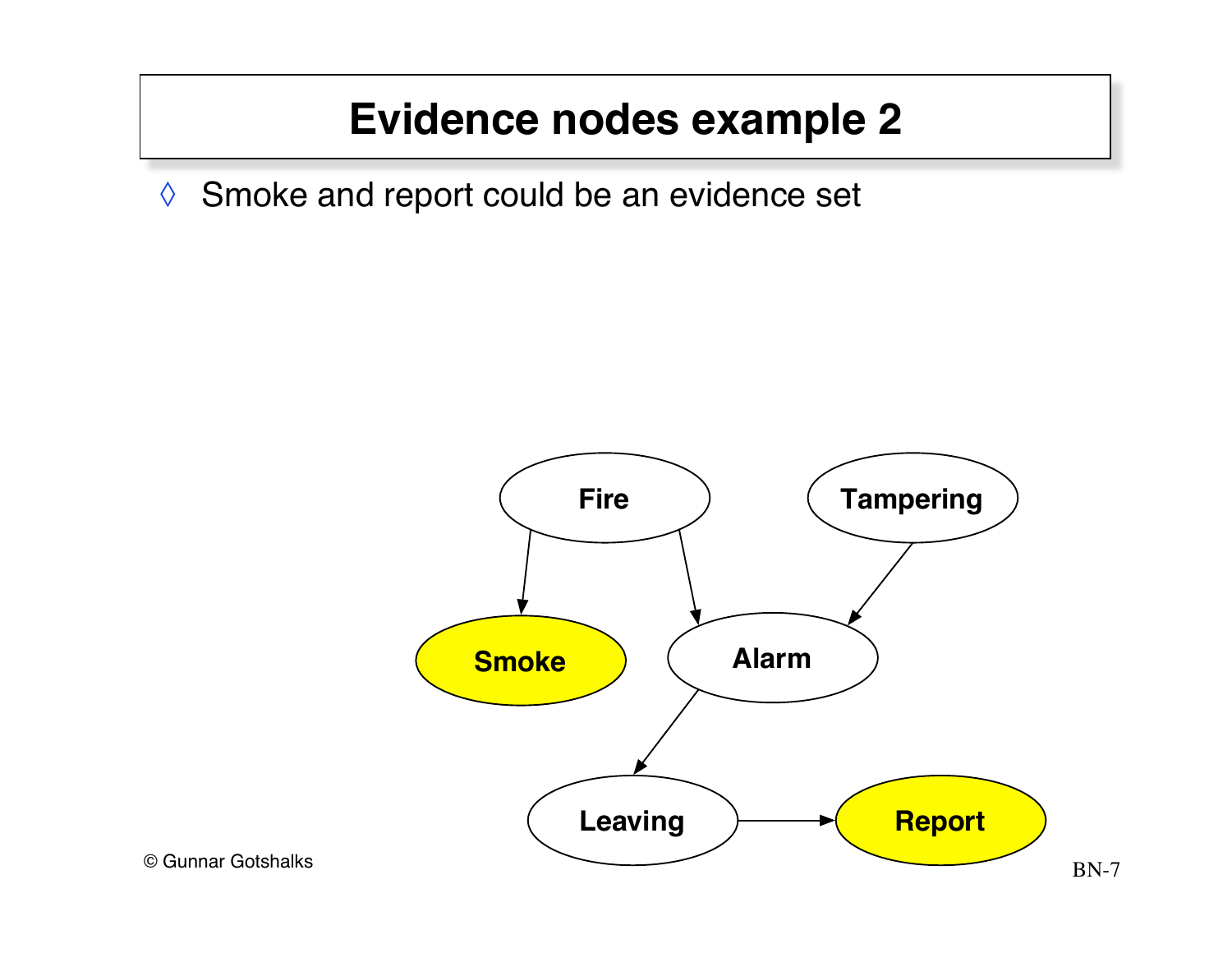# Evidence nodes example 2

◊ Smoke and report could be an evidence set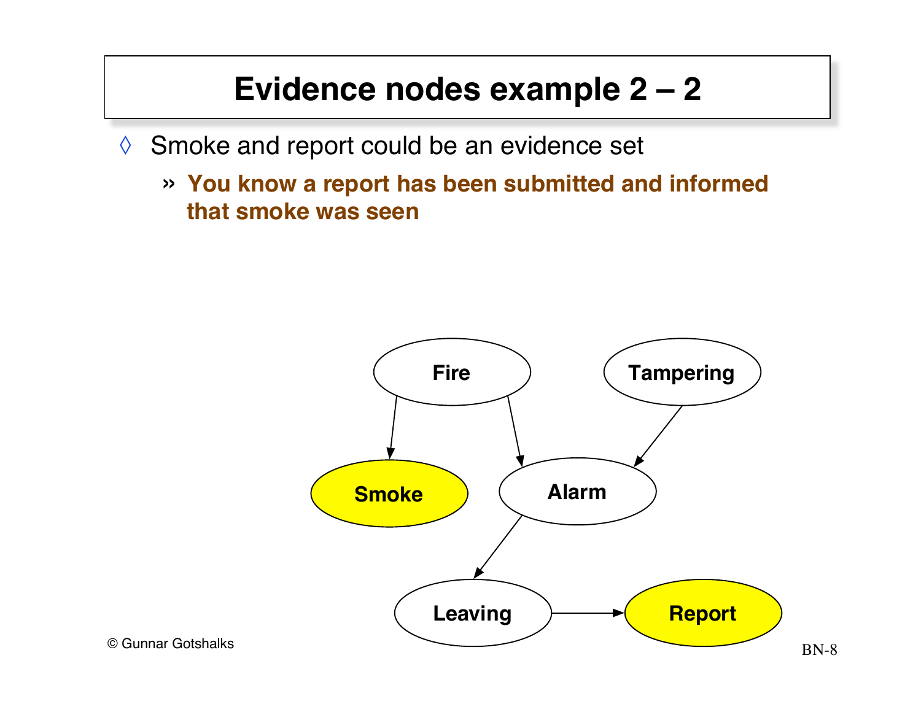# Evidence nodes example 2 – 2

- Smoke and report could be an evidence set
  - **You know a report has been submitted and informed that smoke was seen**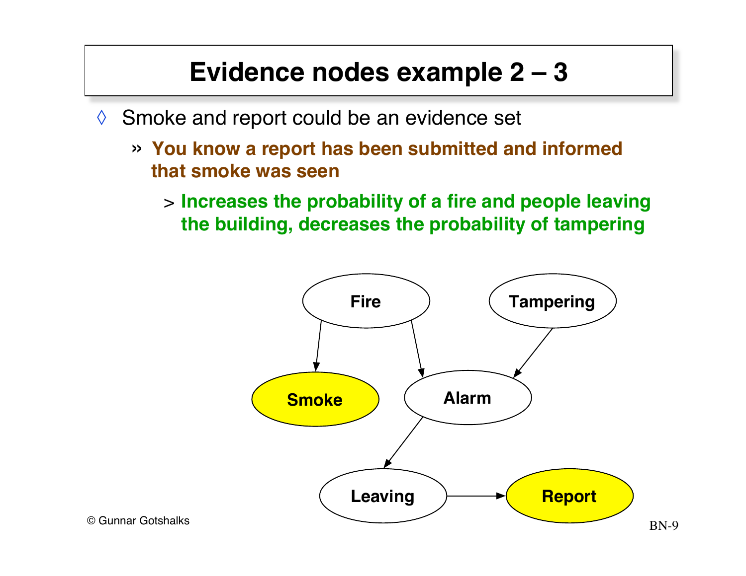# Evidence nodes example 2 – 3

- Smoke and report could be an evidence set
  - **You know a report has been submitted and informed that smoke was seen**
    - **Increases the probability of a fire and people leaving the building, decreases the probability of tampering**

Fire → Smoke, Fire → Alarm, Tampering → Alarm, Alarm → Leaving, Leaving → Report

© Gunnar Gotshalks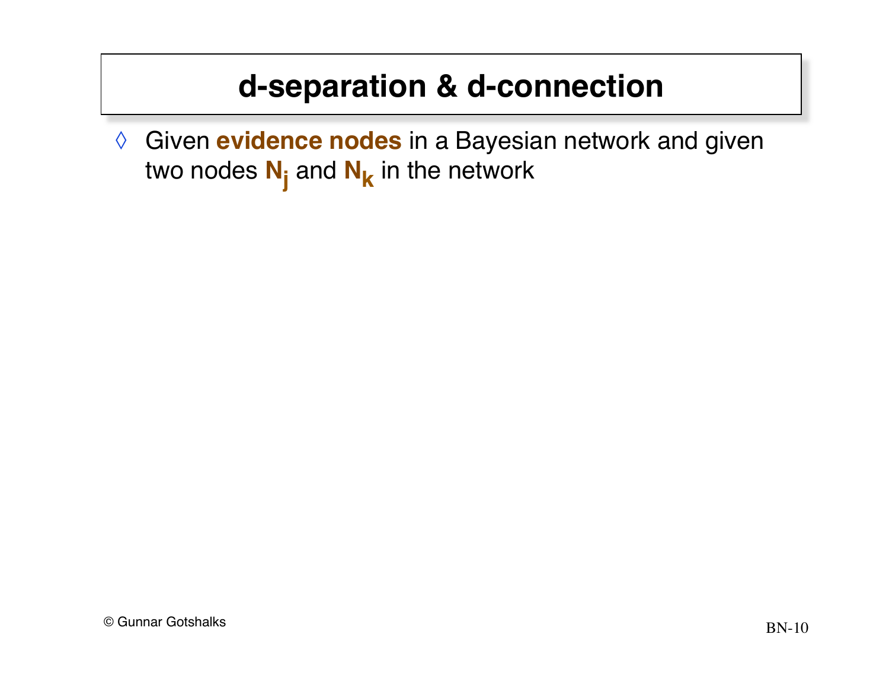# d-separation & d-connection

- Given **evidence nodes** in a Bayesian network and given two nodes $\mathbf{N_j}$ and $\mathbf{N_k}$ in the network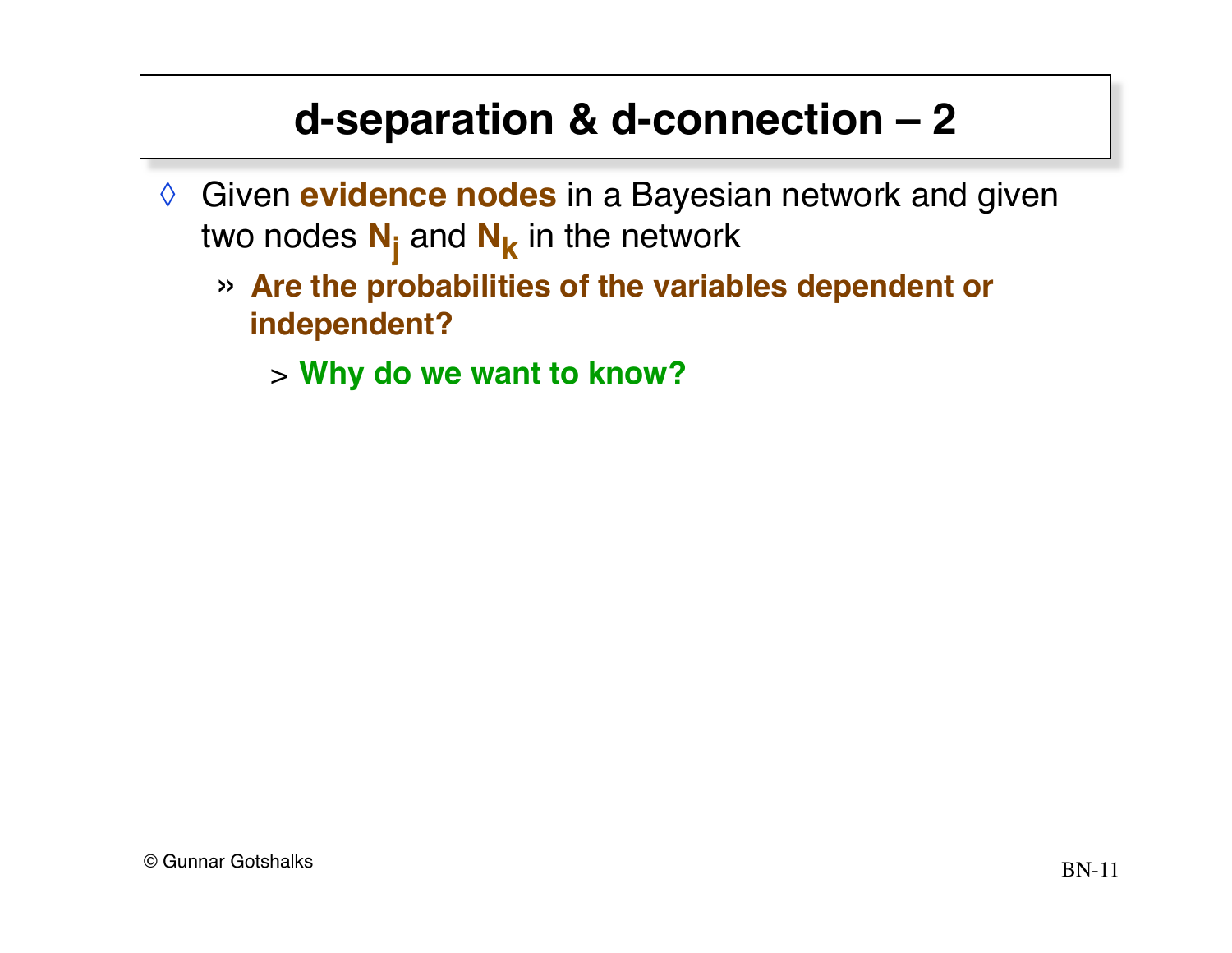# d-separation & d-connection – 2

- Given **evidence nodes** in a Bayesian network and given two nodes $N_j$ and $N_k$ in the network
  - **Are the probabilities of the variables dependent or independent?**
    - **Why do we want to know?**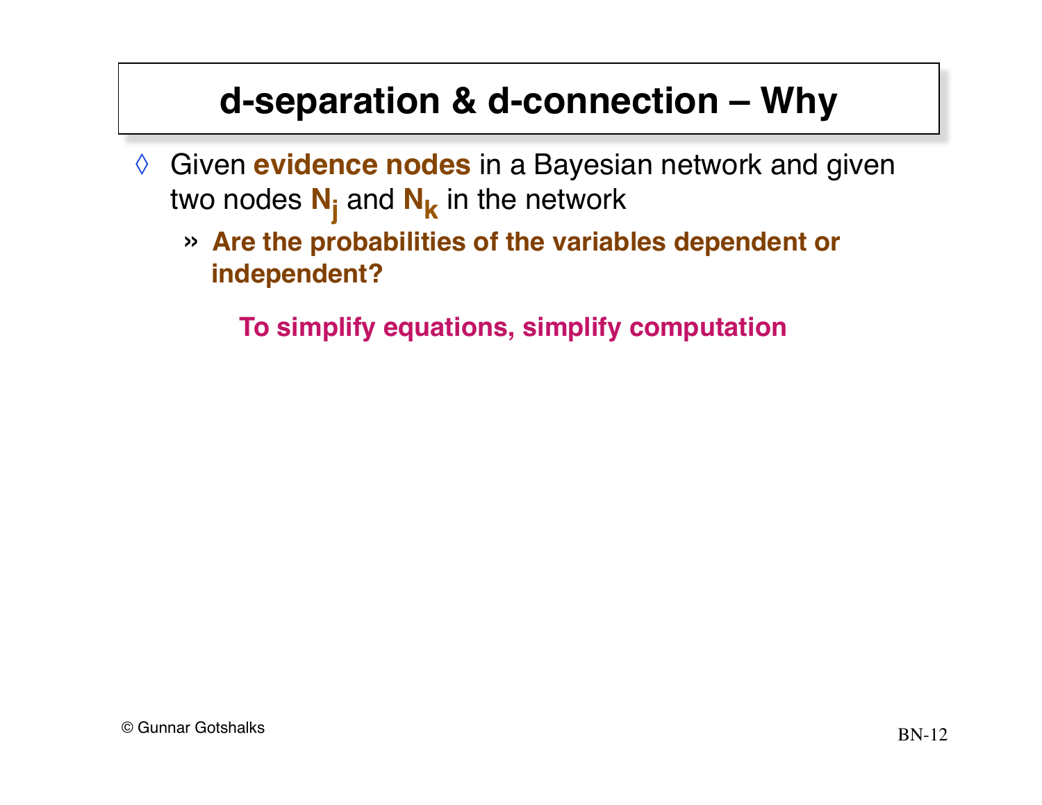# d-separation & d-connection – Why

- Given **evidence nodes** in a Bayesian network and given two nodes $N_j$ and $N_k$ in the network
  - **Are the probabilities of the variables dependent or independent?**

**To simplify equations, simplify computation**

© Gunnar Gotshalks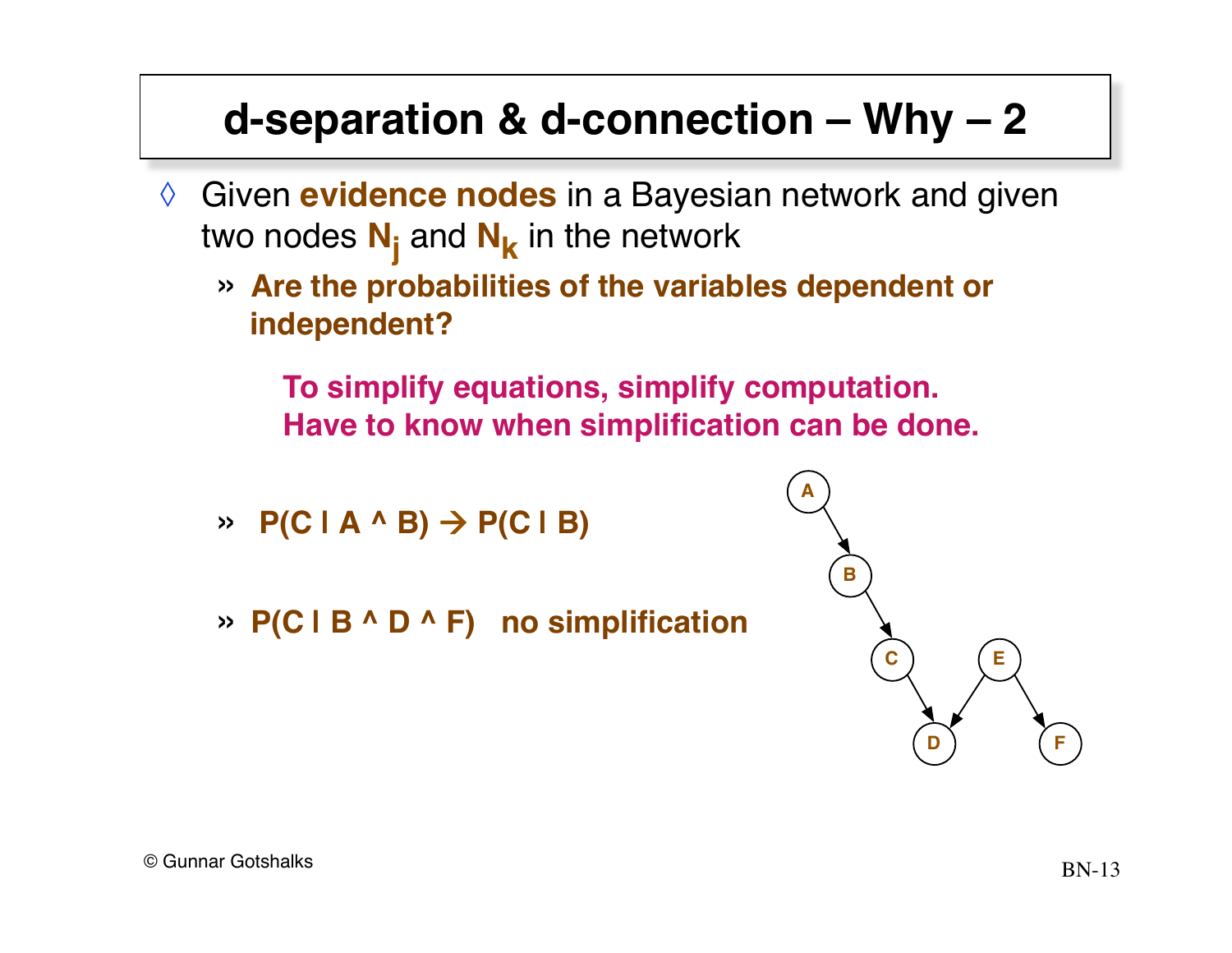# d-separation & d-connection – Why – 2

- Given **evidence nodes** in a Bayesian network and given two nodes $N_j$ and $N_k$ in the network
  - **Are the probabilities of the variables dependent or independent?**

    **To simplify equations, simplify computation.**
    **Have to know when simplification can be done.**

  - **P(C | A ^ B) → P(C | B)**

  - **P(C | B ^ D ^ F)   no simplification**

© Gunnar Gotshalks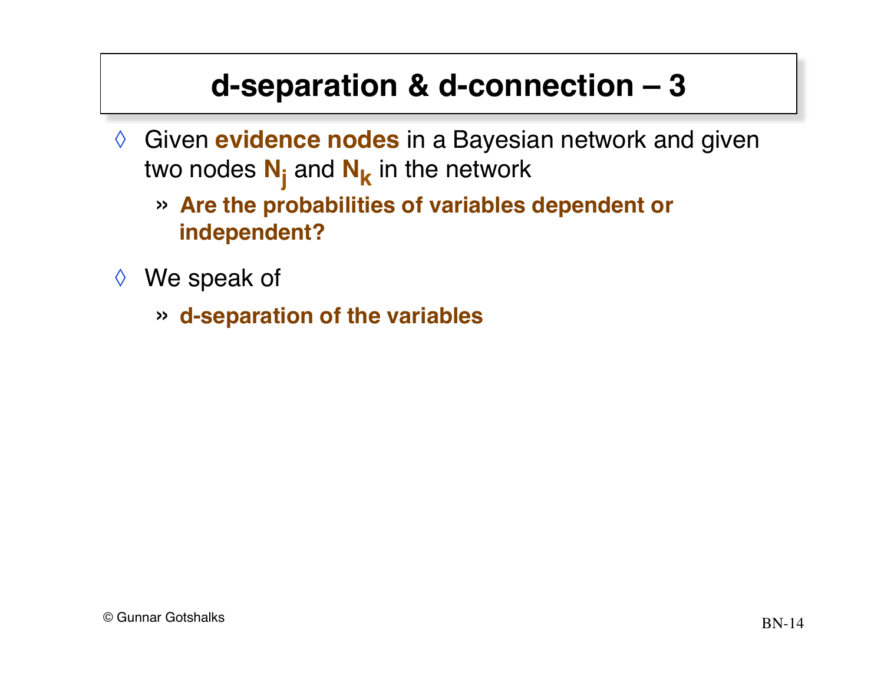# d-separation & d-connection – 3

- Given **evidence nodes** in a Bayesian network and given two nodes $N_j$ and $N_k$ in the network
  - » **Are the probabilities of variables dependent or independent?**
- We speak of
  - » **d-separation of the variables**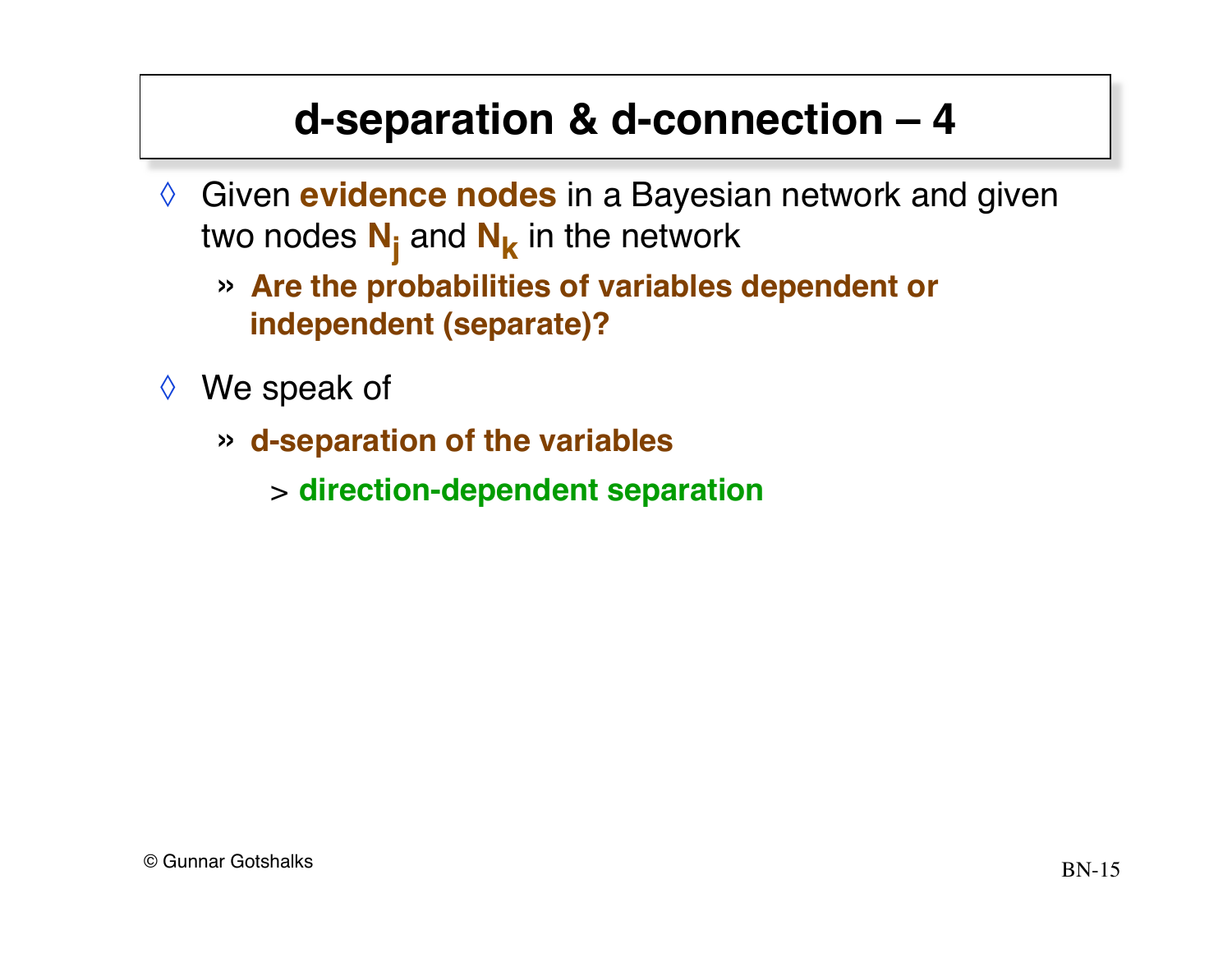# d-separation & d-connection – 4

- Given **evidence nodes** in a Bayesian network and given two nodes $N_j$ and $N_k$ in the network
  - **Are the probabilities of variables dependent or independent (separate)?**
- We speak of
  - **d-separation of the variables**
    - **direction-dependent separation**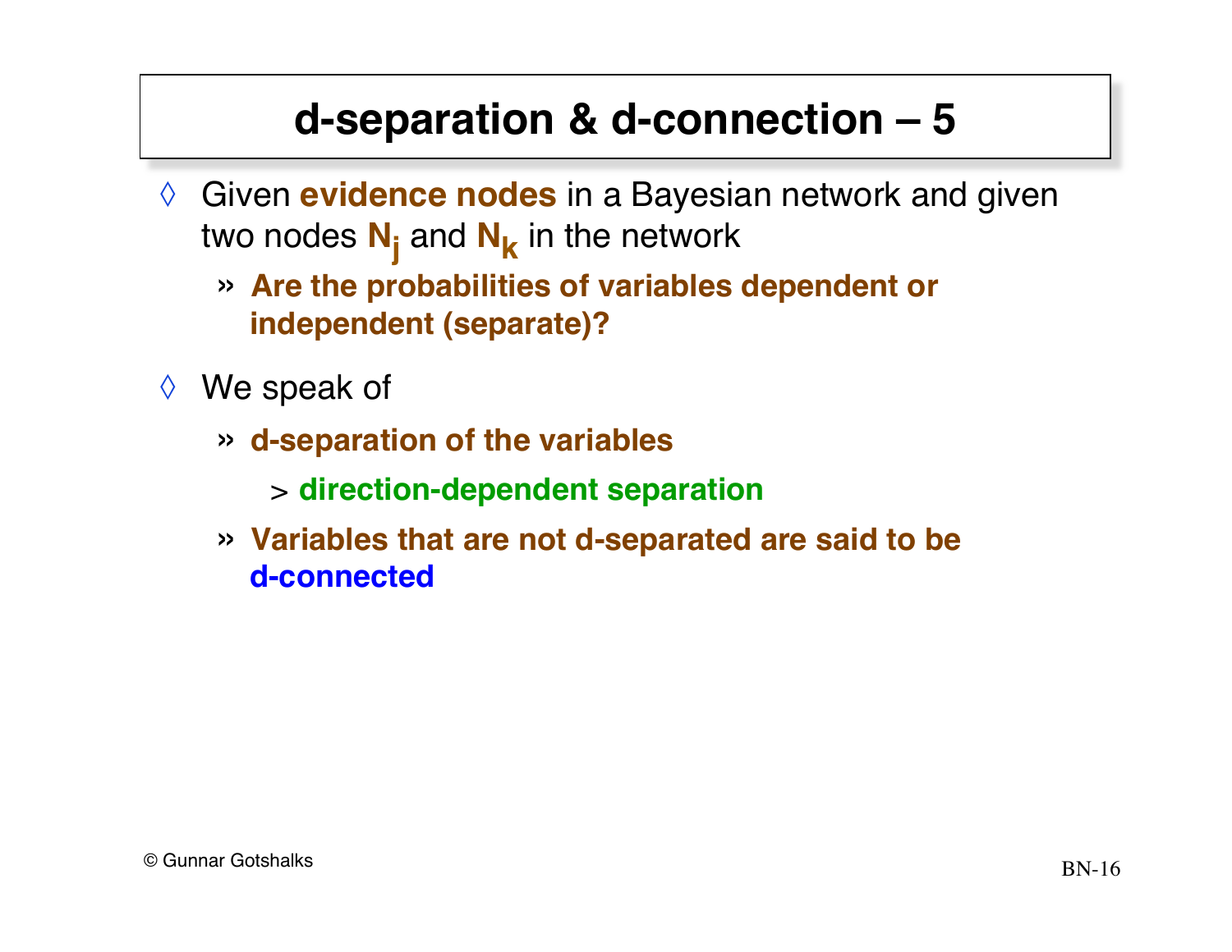# d-separation & d-connection – 5

- Given **evidence nodes** in a Bayesian network and given two nodes $N_j$ and $N_k$ in the network
  - **Are the probabilities of variables dependent or independent (separate)?**
- We speak of
  - **d-separation of the variables**
    - **direction-dependent separation**
  - **Variables that are not d-separated are said to be d-connected**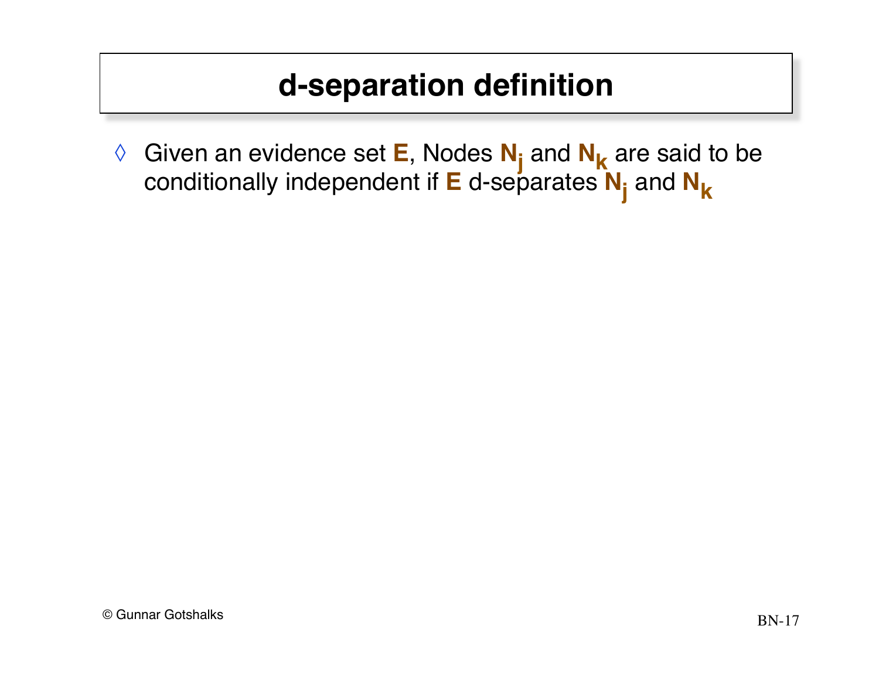# d-separation definition

- Given an evidence set **E**, Nodes $\mathbf{N_j}$ and $\mathbf{N_k}$ are said to be conditionally independent if **E** d-separates $\mathbf{N_j}$ and $\mathbf{N_k}$

© Gunnar Gotshalks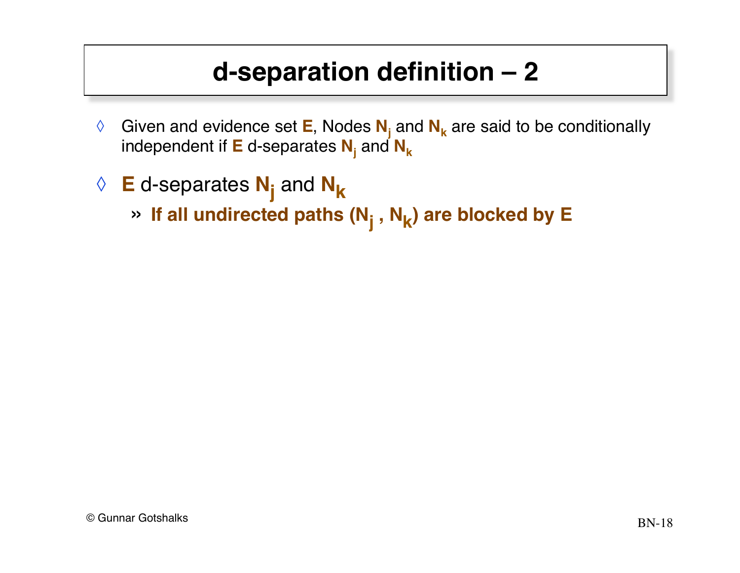# d-separation definition – 2

- Given and evidence set **E**, Nodes **$N_j$** and **$N_k$** are said to be conditionally independent if **E** d-separates **$N_j$** and **$N_k$**
- **E** d-separates **$N_j$** and **$N_k$**
  - **If all undirected paths ($N_j$ , $N_k$) are blocked by E**

© Gunnar Gotshalks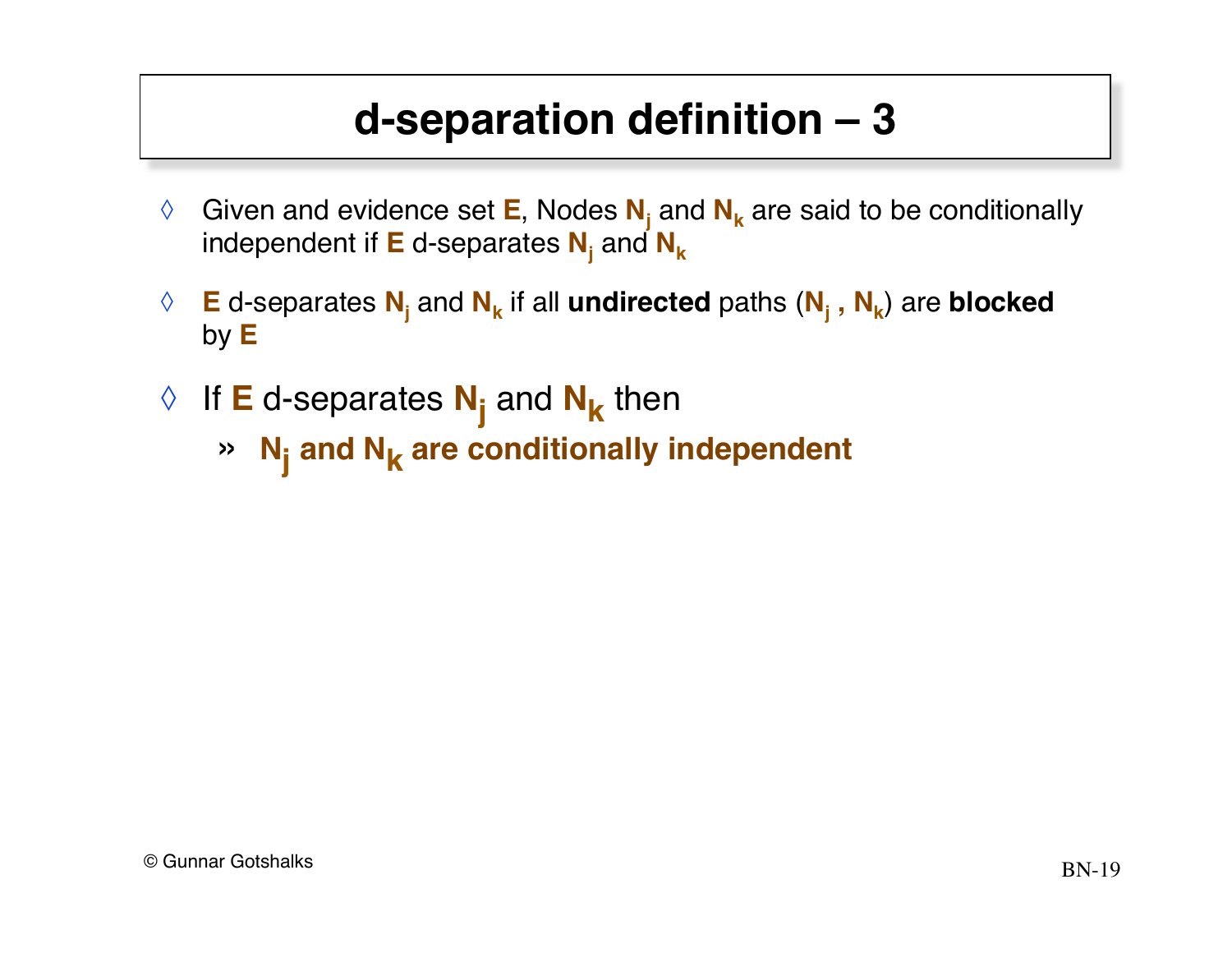# d-separation definition – 3

- Given and evidence set **E**, Nodes **$N_j$** and **$N_k$** are said to be conditionally independent if **E** d-separates **$N_j$** and **$N_k$**
- **E** d-separates **$N_j$** and **$N_k$** if all **undirected** paths (**$N_j$ , $N_k$**) are **blocked** by **E**
- If **E** d-separates **$N_j$** and **$N_k$** then
  - **$N_j$ and $N_k$ are conditionally independent**

© Gunnar Gotshalks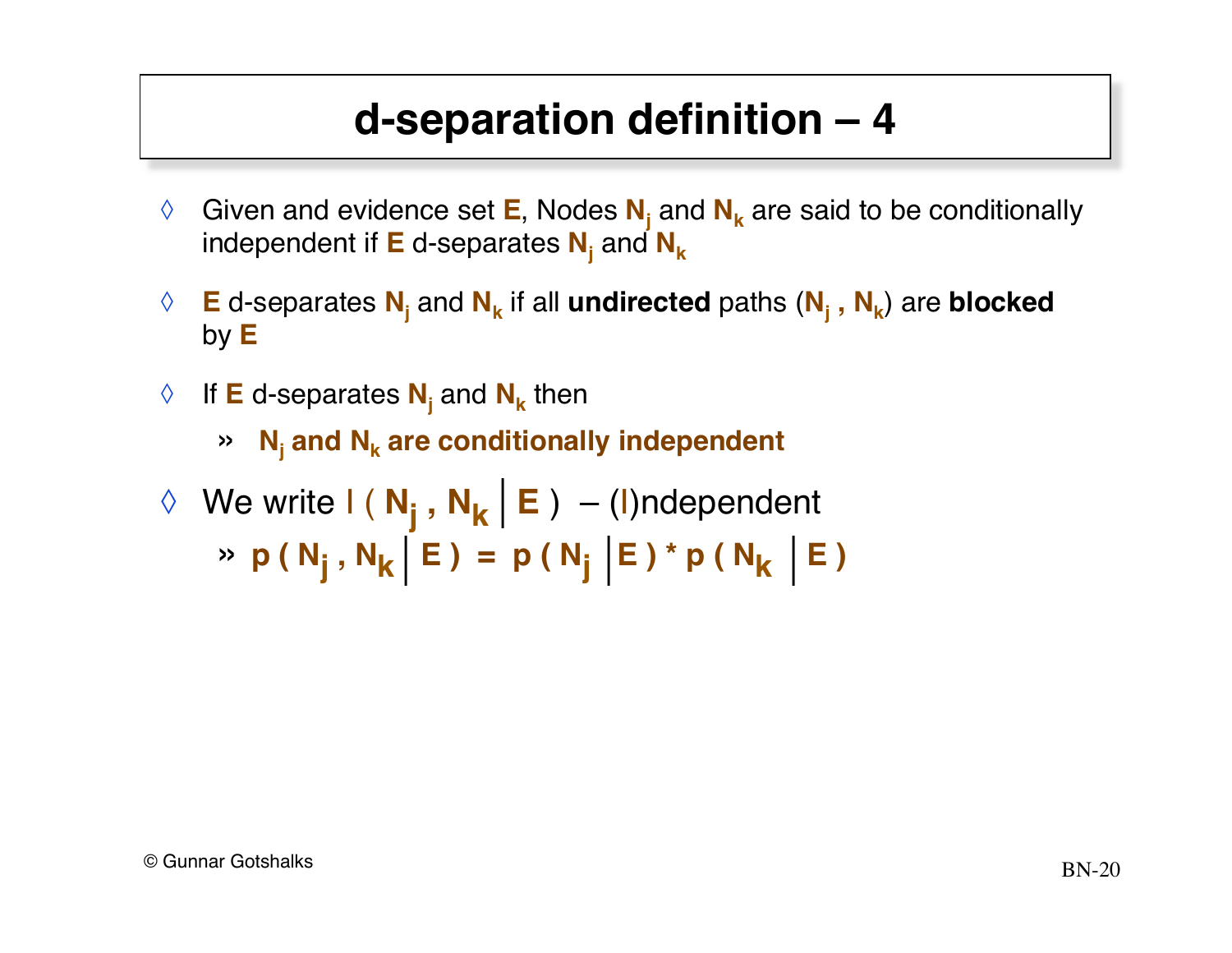# d-separation definition – 4

- Given and evidence set **E**, Nodes $N_j$ and $N_k$ are said to be conditionally independent if **E** d-separates $N_j$ and $N_k$
- **E** d-separates $N_j$ and $N_k$ if all **undirected** paths ($N_j$ , $N_k$) are **blocked** by **E**
- If **E** d-separates $N_j$ and $N_k$ then
  - **$N_j$ and $N_k$ are conditionally independent**
- We write $I ( N_j , N_k \mid E )$ – (I)ndependent
  - $p ( N_j , N_k \mid E ) = p ( N_j \mid E ) * p ( N_k \mid E )$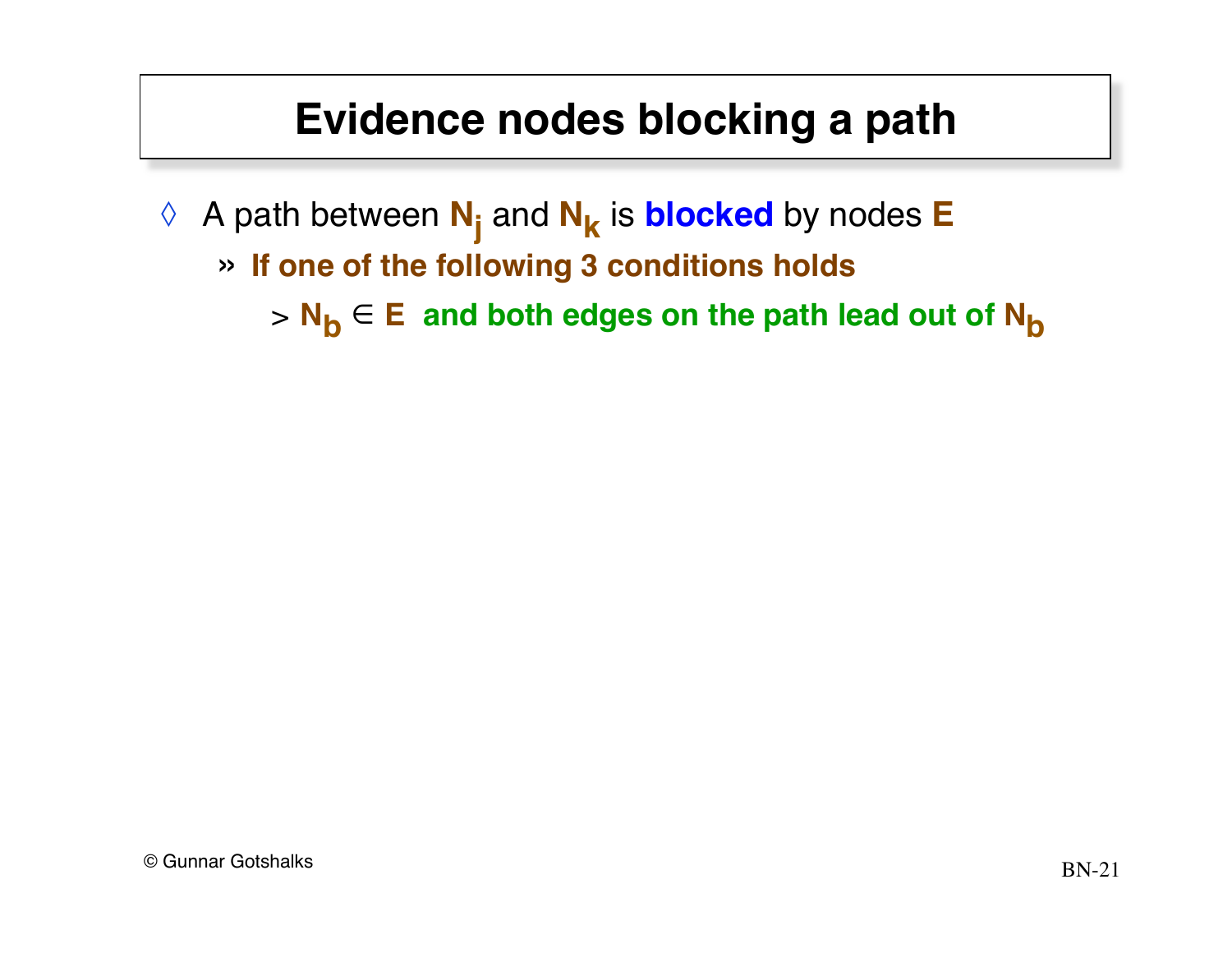# Evidence nodes blocking a path

- A path between $N_j$ and $N_k$ is **blocked** by nodes **E**
  - **If one of the following 3 conditions holds**
    - $N_b \in E$ **and both edges on the path lead out of** $N_b$

© Gunnar Gotshalks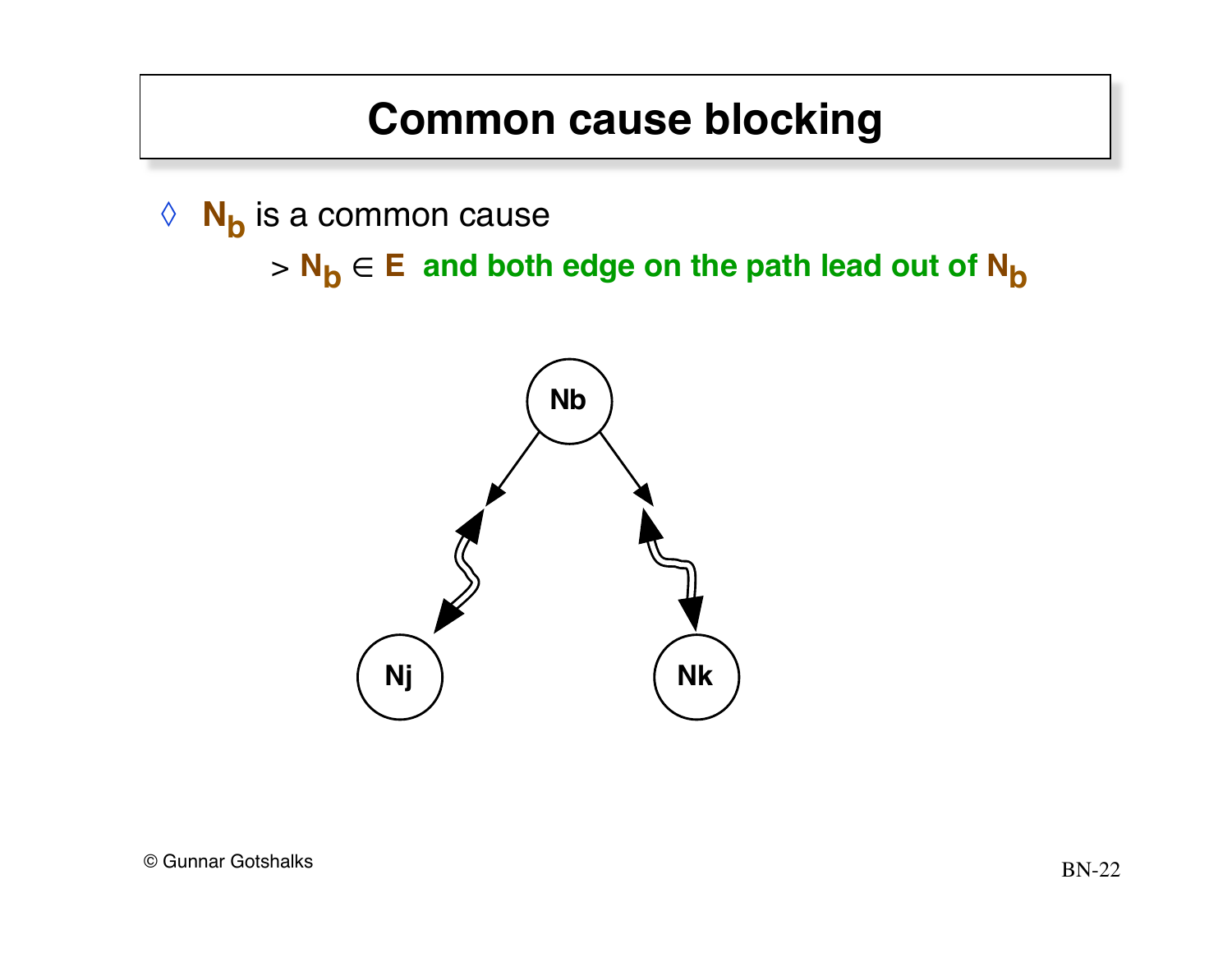# Common cause blocking

- $N_b$ is a common cause
  - $N_b \in E$ **and both edge on the path lead out of $N_b$**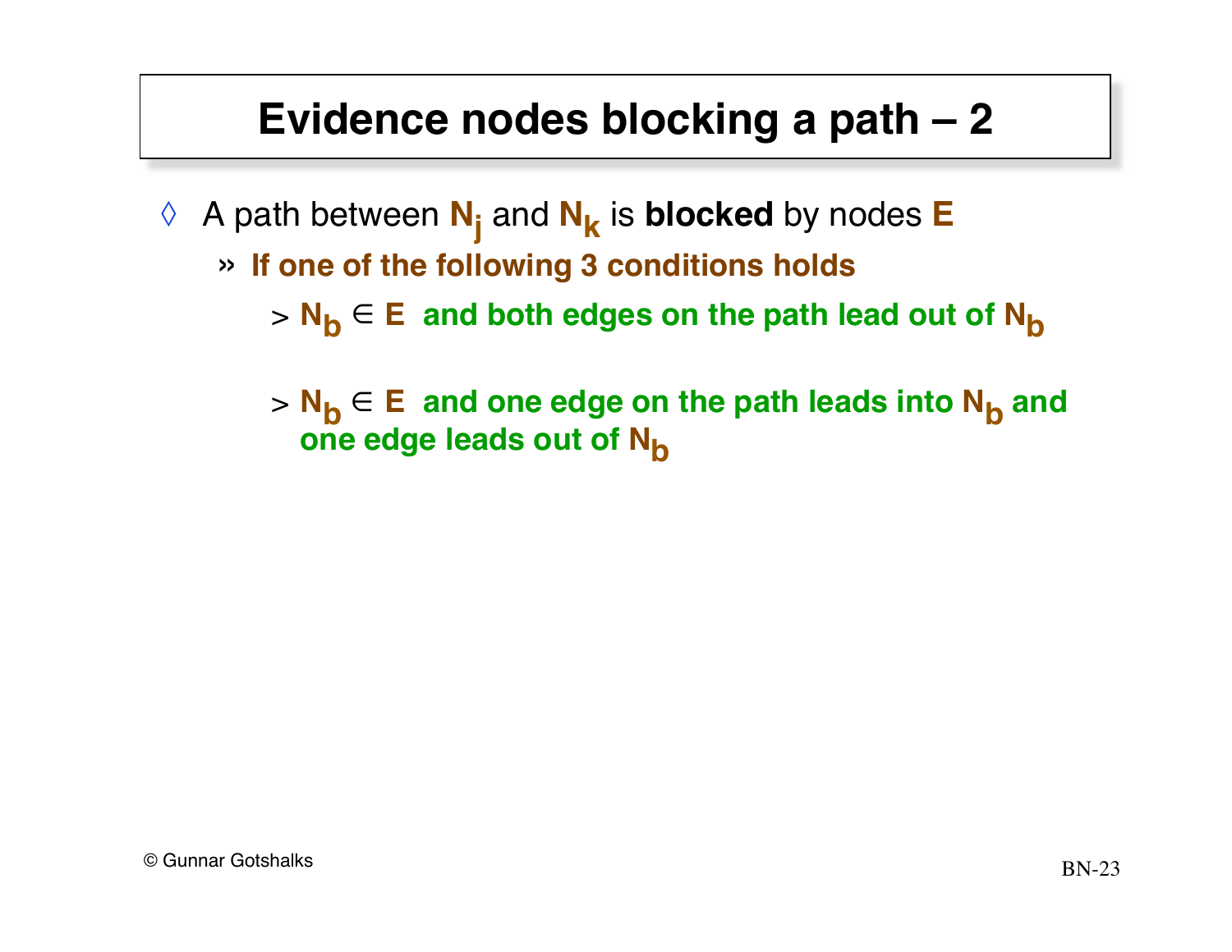# Evidence nodes blocking a path – 2

- A path between $N_j$ and $N_k$ is **blocked** by nodes **E**
  - **If one of the following 3 conditions holds**
    - > $N_b \in E$ **and both edges on the path lead out of** $N_b$
    - > $N_b \in E$ **and one edge on the path leads into** $N_b$ **and one edge leads out of** $N_b$

© Gunnar Gotshalks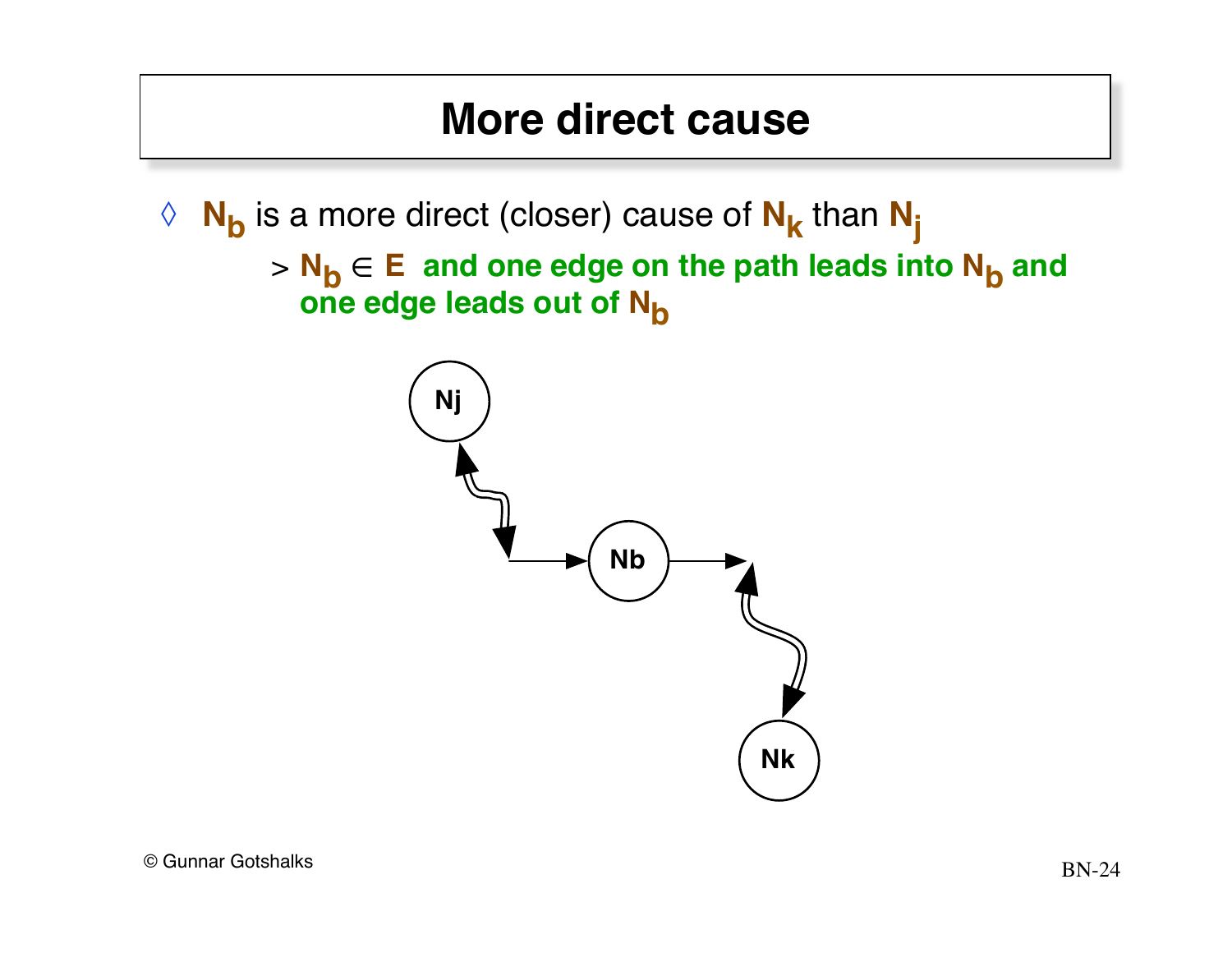# More direct cause

◊ $N_b$ is a more direct (closer) cause of $N_k$ than $N_j$

> $N_b \in E$ and one edge on the path leads into $N_b$ and one edge leads out of $N_b$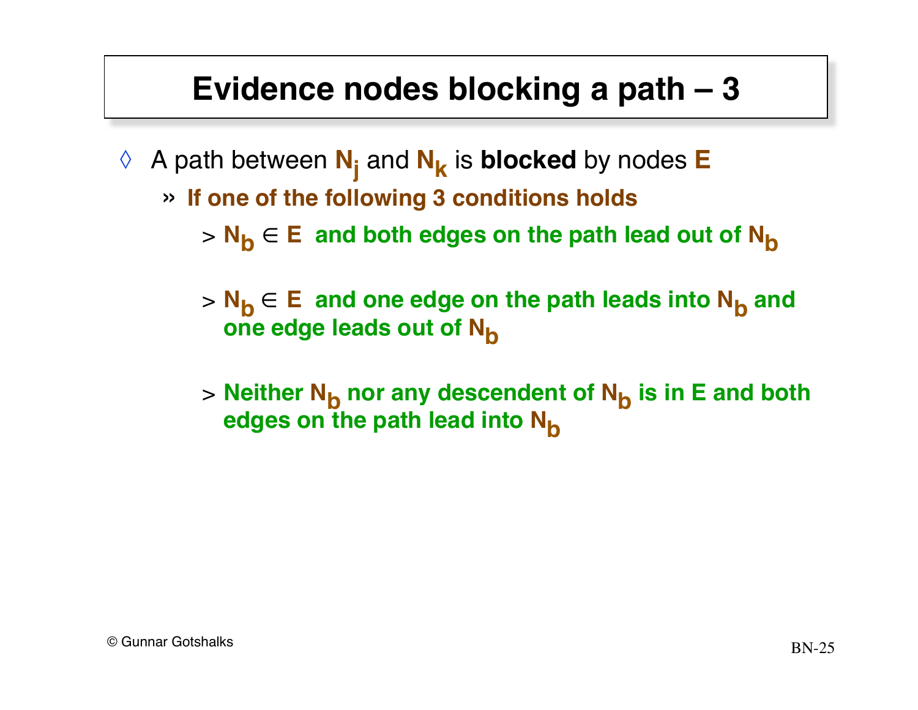# Evidence nodes blocking a path – 3

- A path between $N_j$ and $N_k$ is **blocked** by nodes **E**
  - **If one of the following 3 conditions holds**
    - > **$N_b \in E$ and both edges on the path lead out of $N_b$**
    - > **$N_b \in E$ and one edge on the path leads into $N_b$ and one edge leads out of $N_b$**
    - > **Neither $N_b$ nor any descendent of $N_b$ is in E and both edges on the path lead into $N_b$**

© Gunnar Gotshalks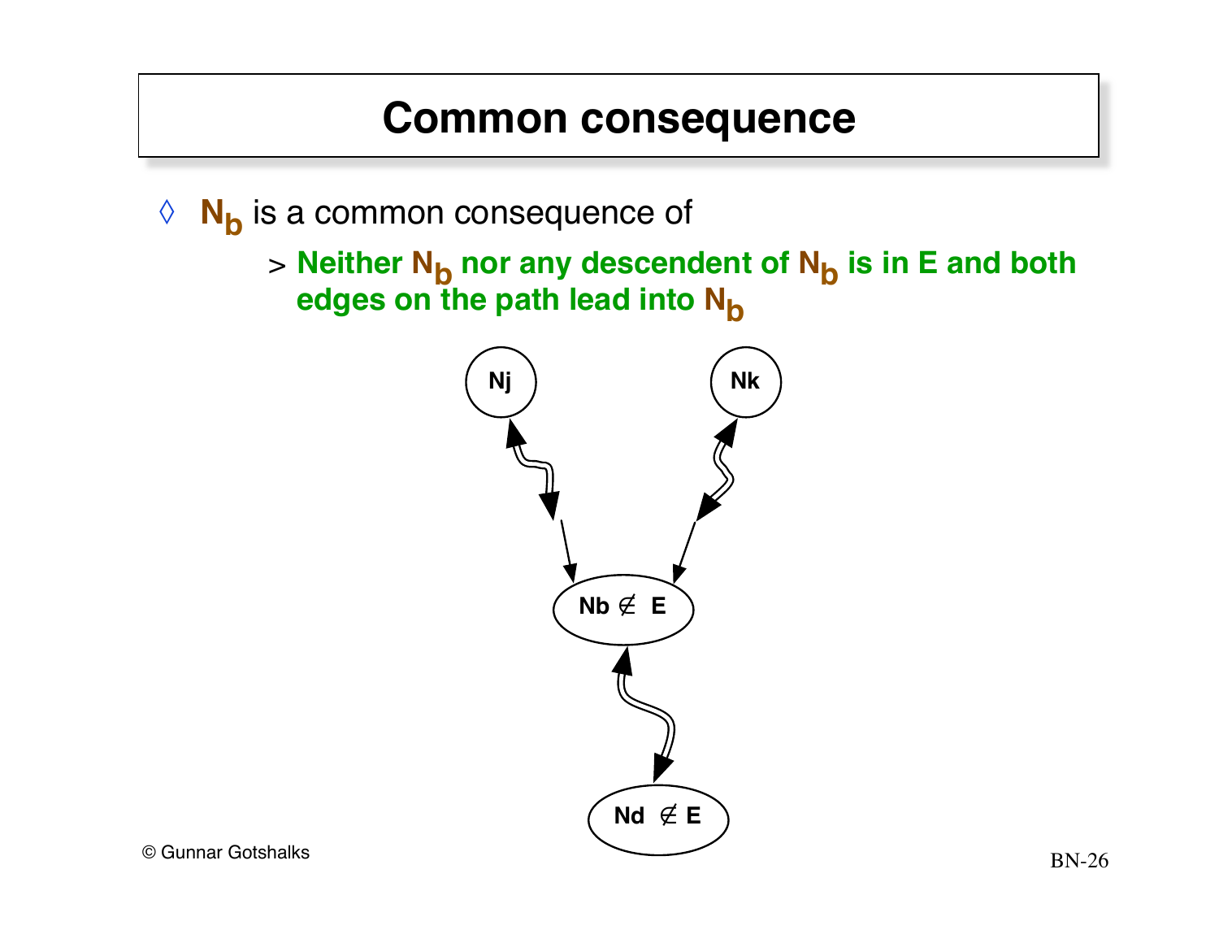# Common consequence

- $N_b$ is a common consequence of
  - > **Neither $N_b$ nor any descendent of $N_b$ is in E and both edges on the path lead into $N_b$**

Nj

Nk

Nb $\notin$ E

Nd $\notin$ E

© Gunnar Gotshalks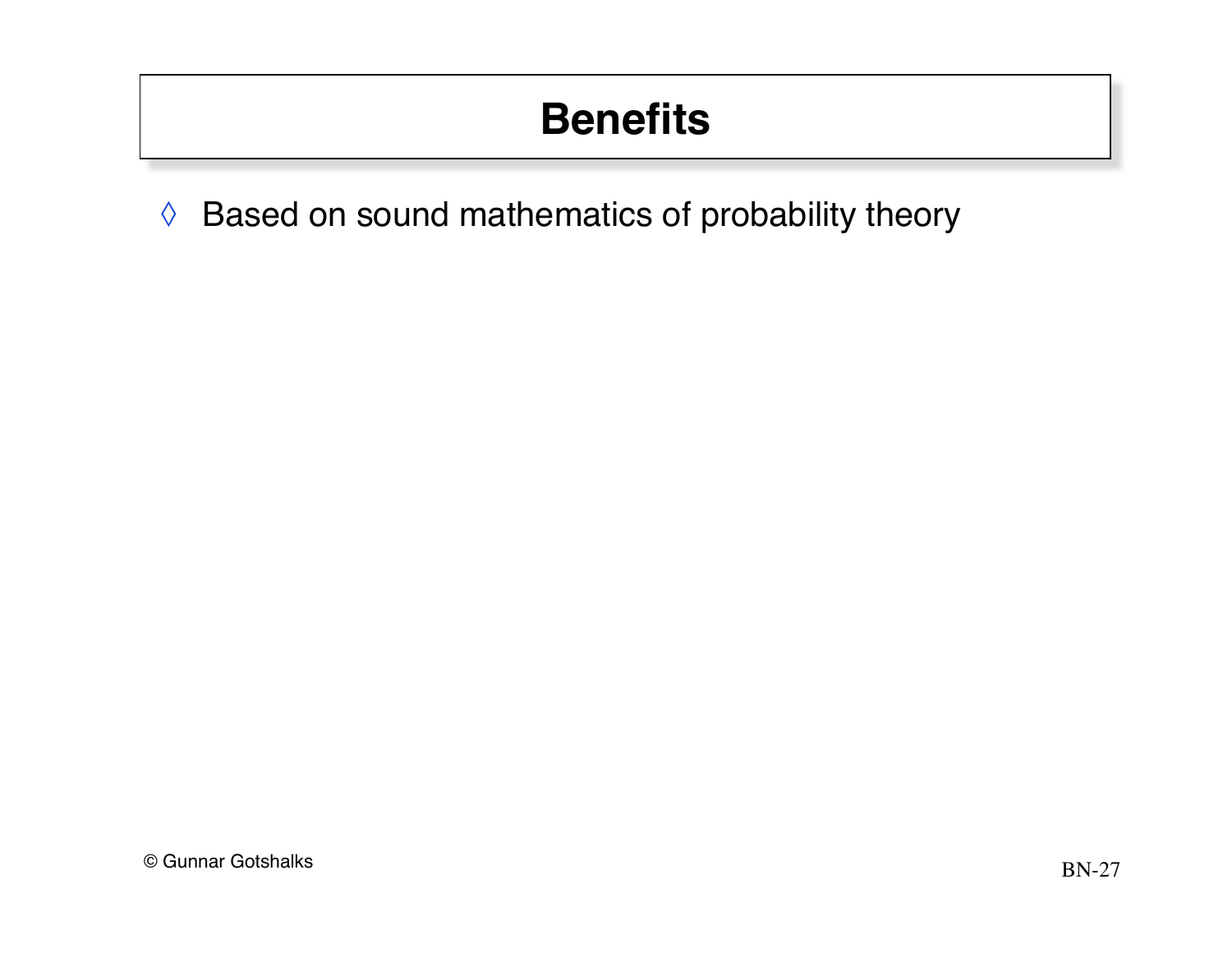# Benefits

- Based on sound mathematics of probability theory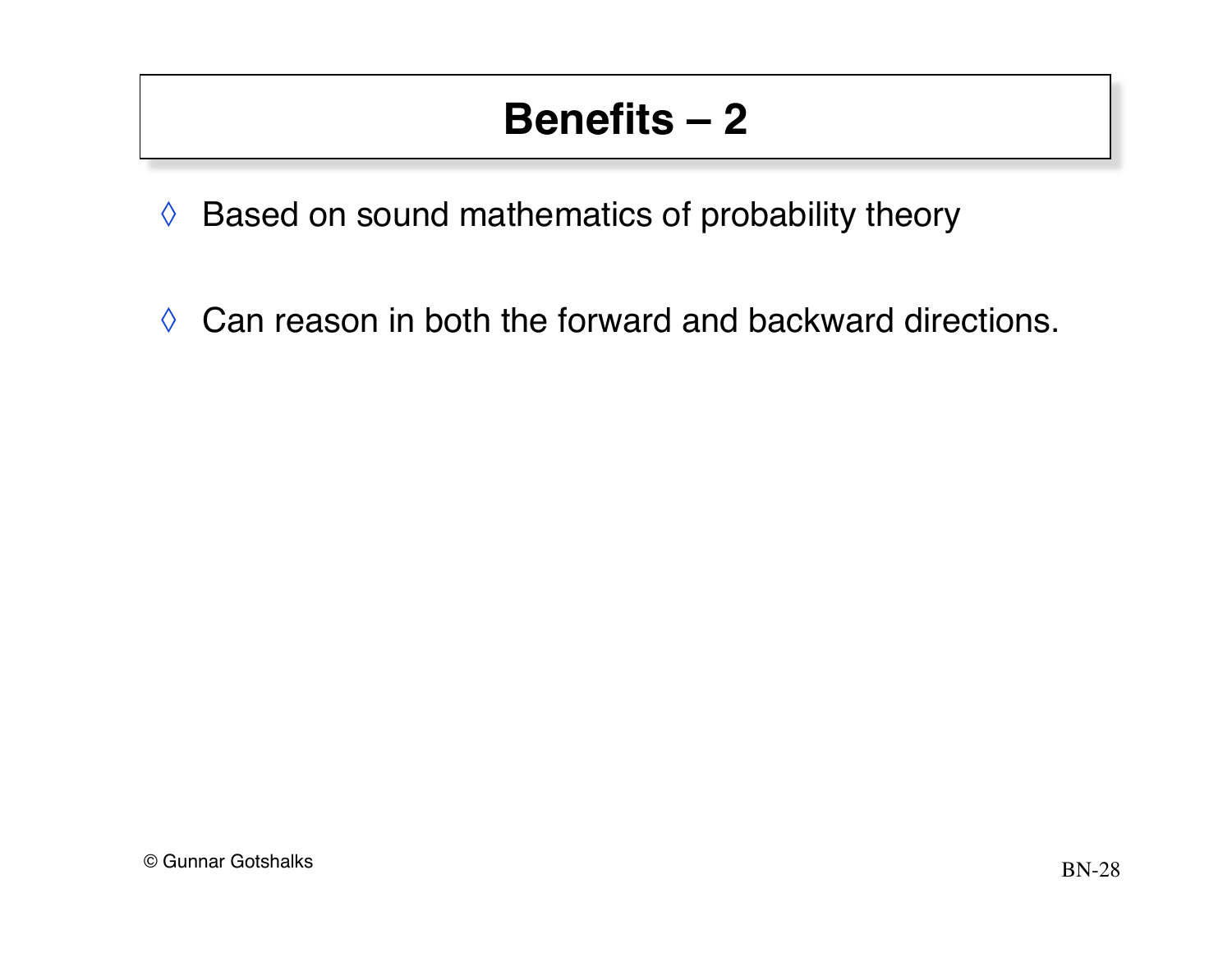# Benefits – 2

- Based on sound mathematics of probability theory

- Can reason in both the forward and backward directions.

© Gunnar Gotshalks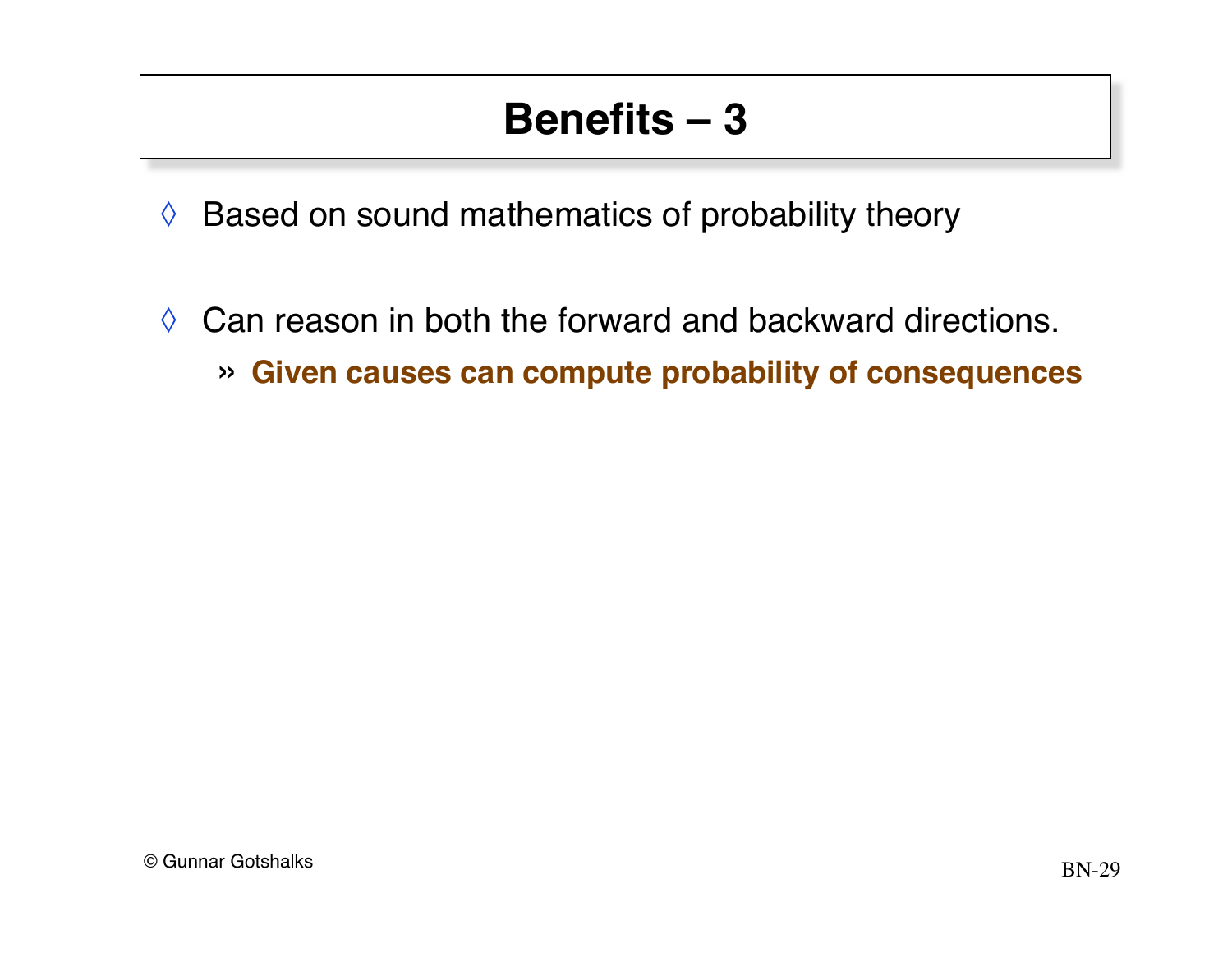# Benefits – 3

- Based on sound mathematics of probability theory

- Can reason in both the forward and backward directions.
  - **Given causes can compute probability of consequences**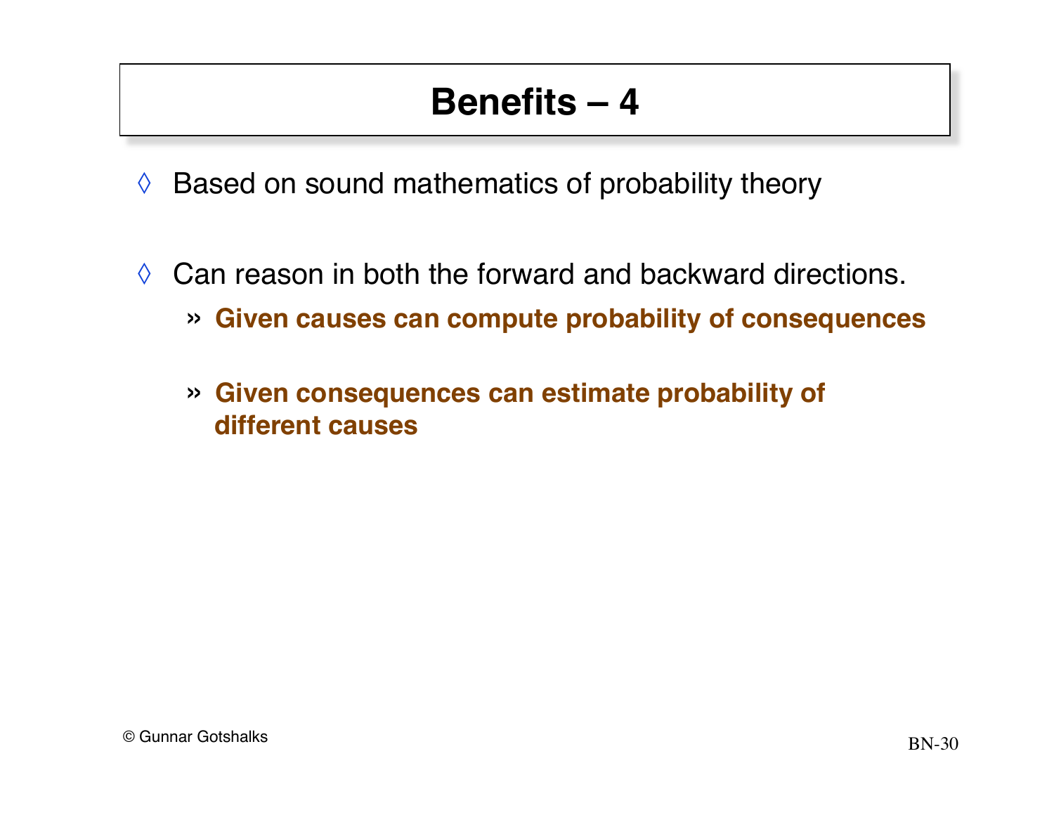# Benefits – 4

- Based on sound mathematics of probability theory

- Can reason in both the forward and backward directions.
  - **Given causes can compute probability of consequences**

  - **Given consequences can estimate probability of different causes**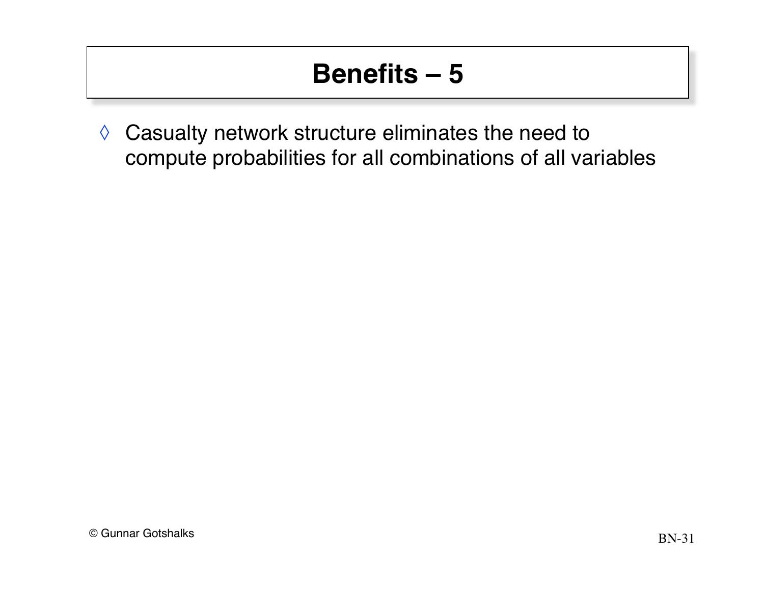# Benefits – 5

- Casualty network structure eliminates the need to compute probabilities for all combinations of all variables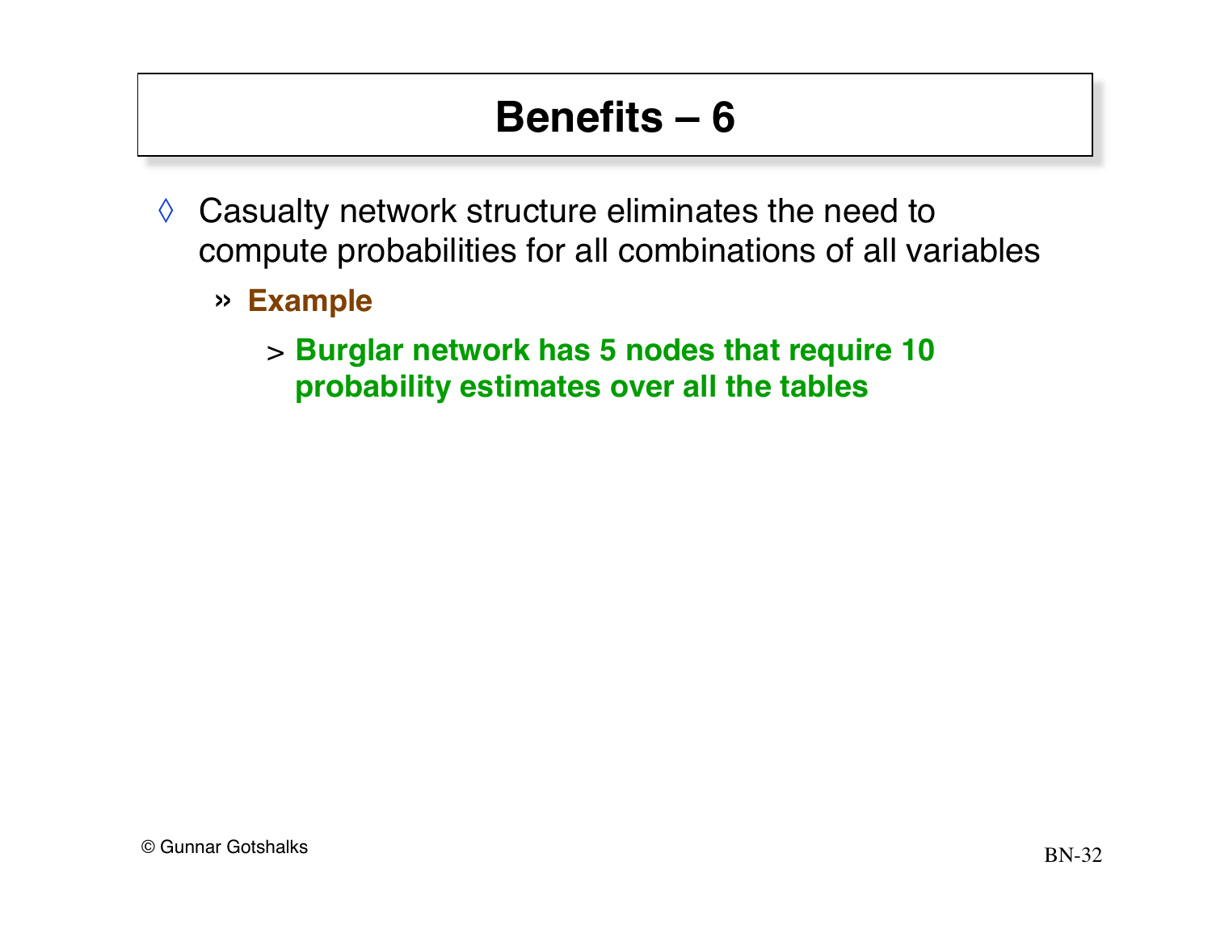# Benefits – 6

- Casualty network structure eliminates the need to compute probabilities for all combinations of all variables
  - **Example**
    - **Burglar network has 5 nodes that require 10 probability estimates over all the tables**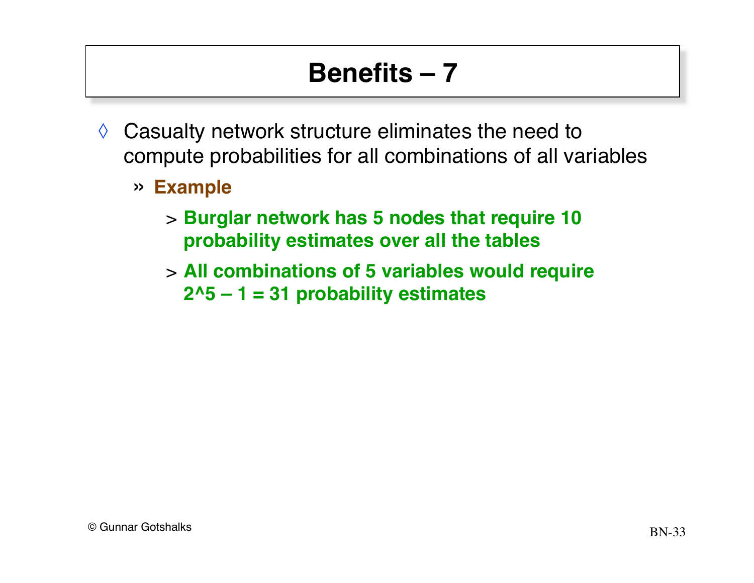# Benefits – 7

- Casualty network structure eliminates the need to compute probabilities for all combinations of all variables
  - **Example**
    - **Burglar network has 5 nodes that require 10 probability estimates over all the tables**
    - **All combinations of 5 variables would require $2^5 - 1 = 31$ probability estimates**

© Gunnar Gotshalks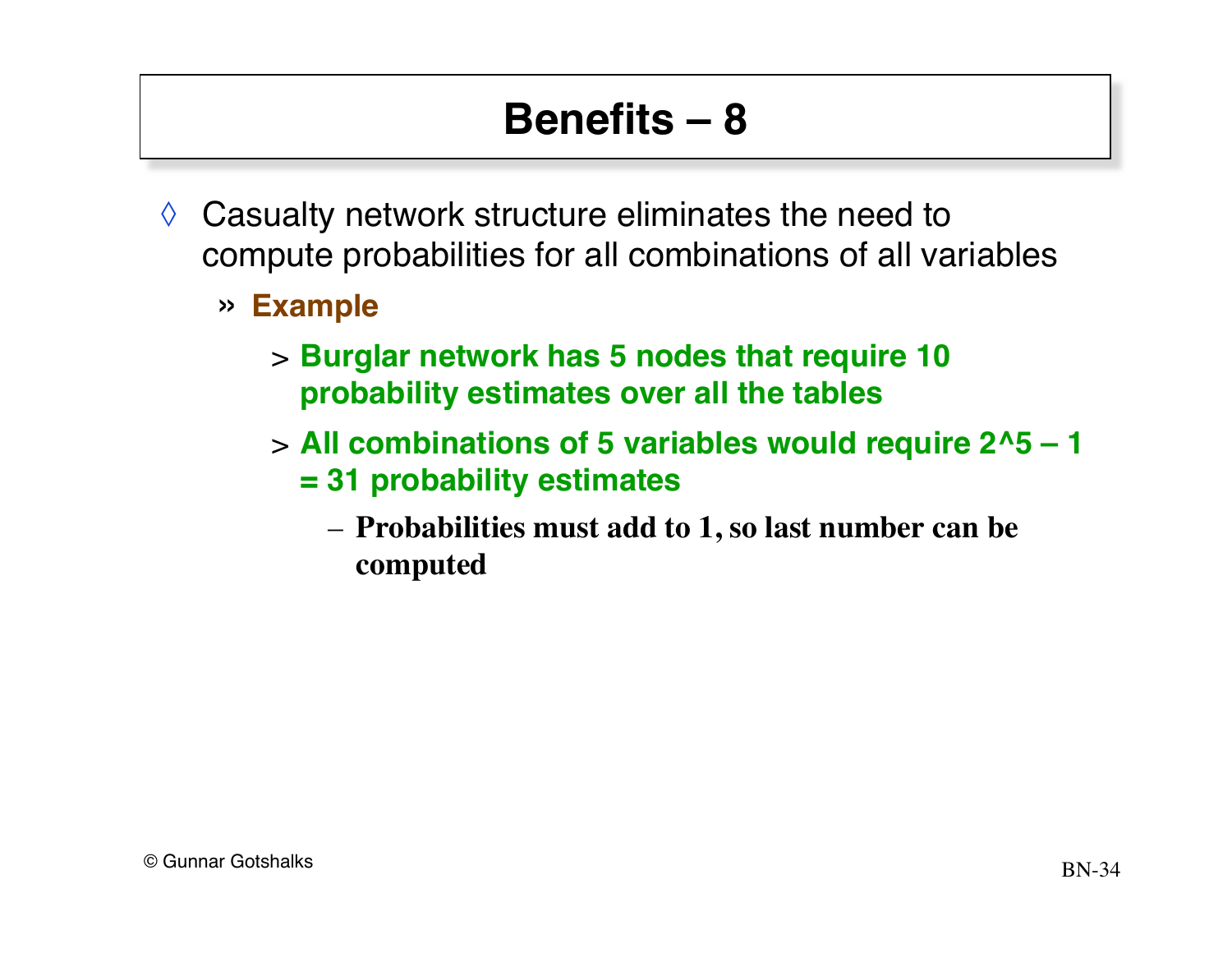# Benefits – 8

- Casualty network structure eliminates the need to compute probabilities for all combinations of all variables
  - **Example**
    - **Burglar network has 5 nodes that require 10 probability estimates over all the tables**
    - **All combinations of 5 variables would require 2^5 – 1 = 31 probability estimates**
      - **Probabilities must add to 1, so last number can be computed**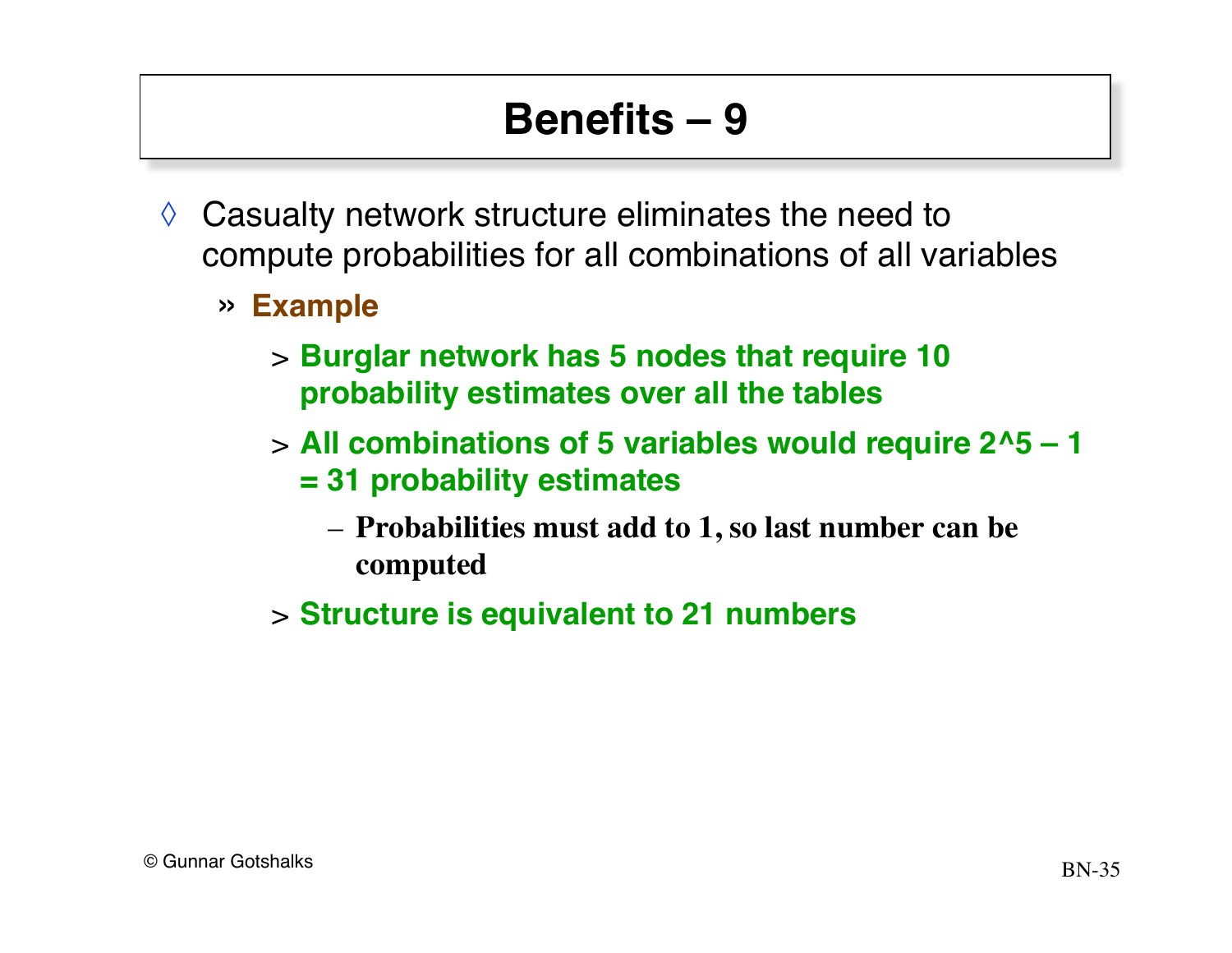# Benefits – 9

- ◊ Casualty network structure eliminates the need to compute probabilities for all combinations of all variables
  - » **Example**
    - > **Burglar network has 5 nodes that require 10 probability estimates over all the tables**
    - > **All combinations of 5 variables would require 2^5 – 1 = 31 probability estimates**
      - – **Probabilities must add to 1, so last number can be computed**
    - > **Structure is equivalent to 21 numbers**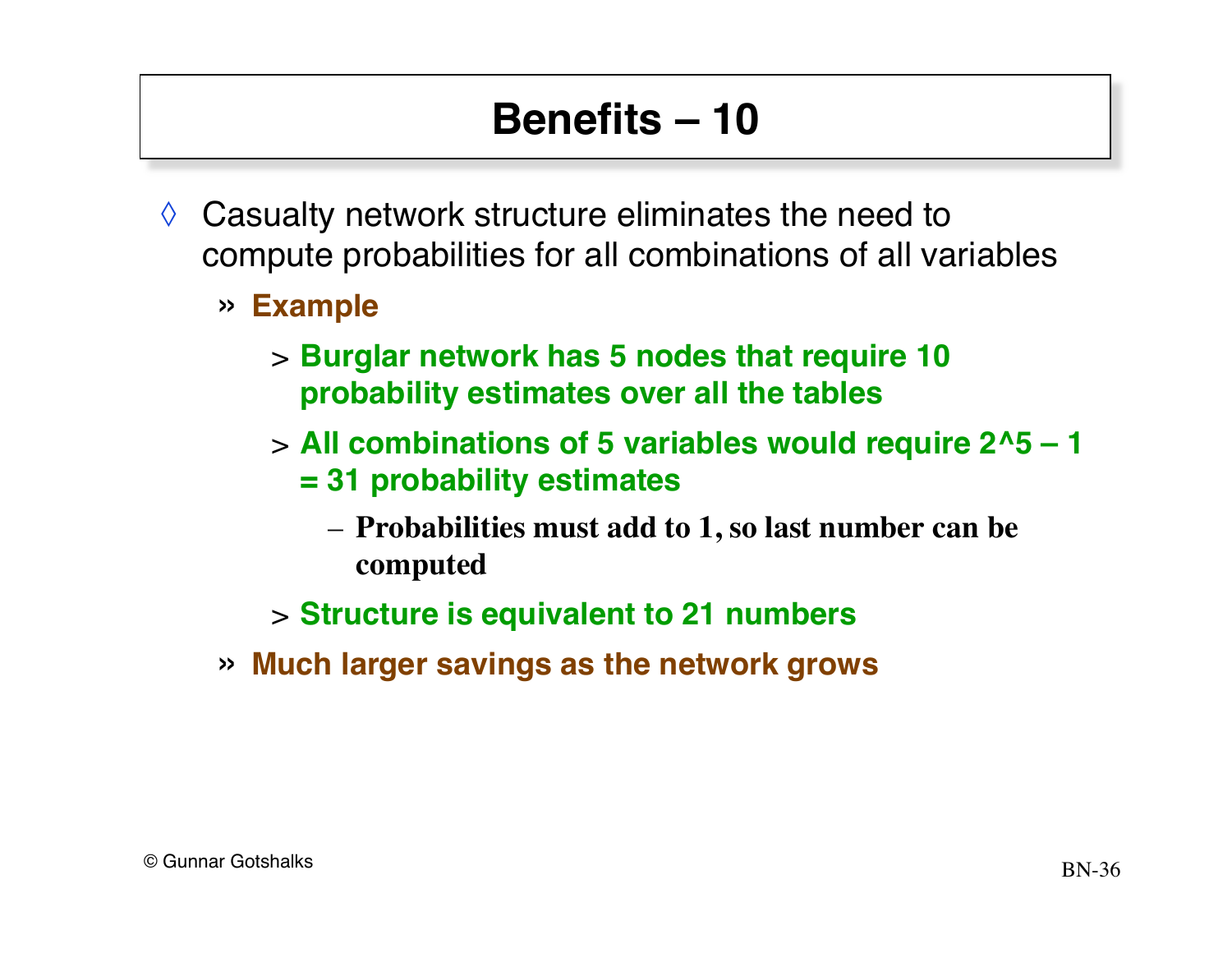# Benefits – 10

- ◊ Casualty network structure eliminates the need to compute probabilities for all combinations of all variables
  - » **Example**
    - > **Burglar network has 5 nodes that require 10 probability estimates over all the tables**
    - > **All combinations of 5 variables would require 2^5 – 1 = 31 probability estimates**
      - – **Probabilities must add to 1, so last number can be computed**
    - > **Structure is equivalent to 21 numbers**
  - » **Much larger savings as the network grows**

© Gunnar Gotshalks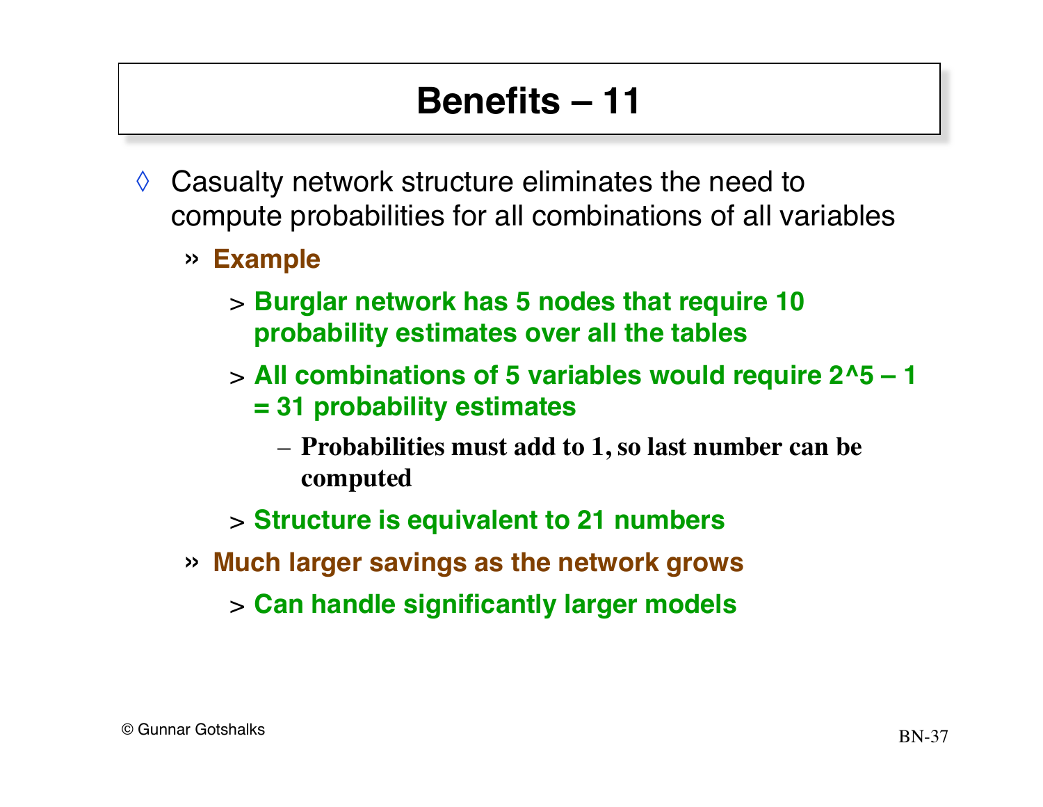# Benefits – 11

- Casualty network structure eliminates the need to compute probabilities for all combinations of all variables
  - **Example**
    - **Burglar network has 5 nodes that require 10 probability estimates over all the tables**
    - **All combinations of 5 variables would require 2^5 – 1 = 31 probability estimates**
      - **Probabilities must add to 1, so last number can be computed**
    - **Structure is equivalent to 21 numbers**
  - **Much larger savings as the network grows**
    - **Can handle significantly larger models**

© Gunnar Gotshalks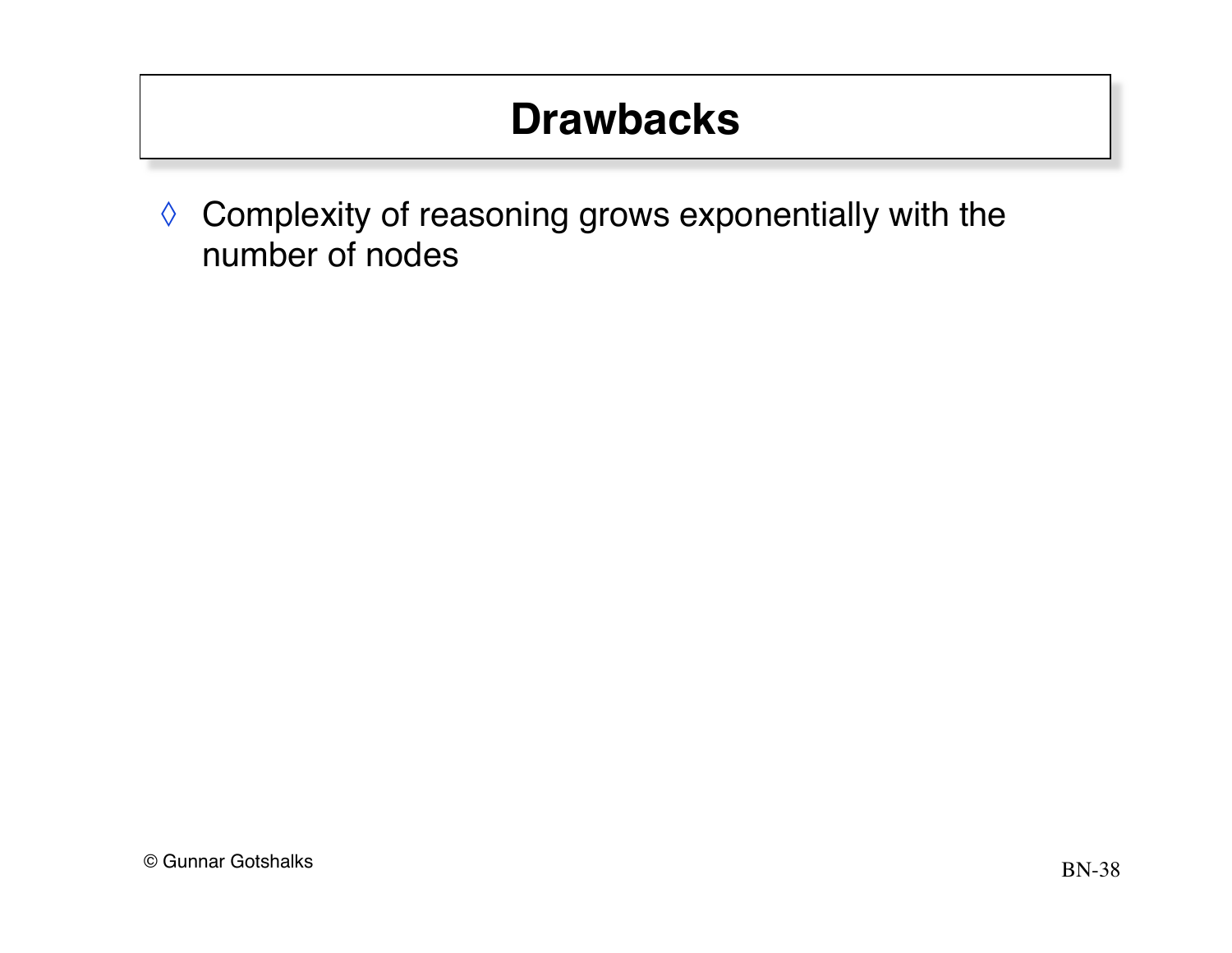# Drawbacks

- Complexity of reasoning grows exponentially with the number of nodes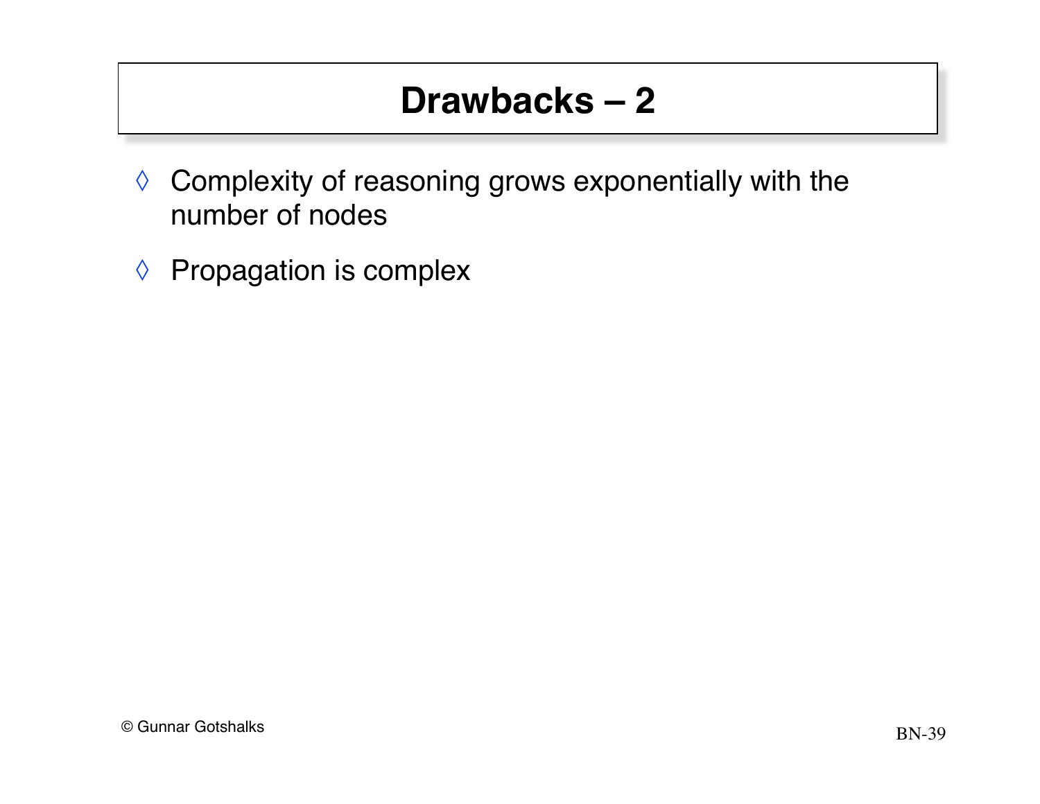# Drawbacks – 2

- Complexity of reasoning grows exponentially with the number of nodes
- Propagation is complex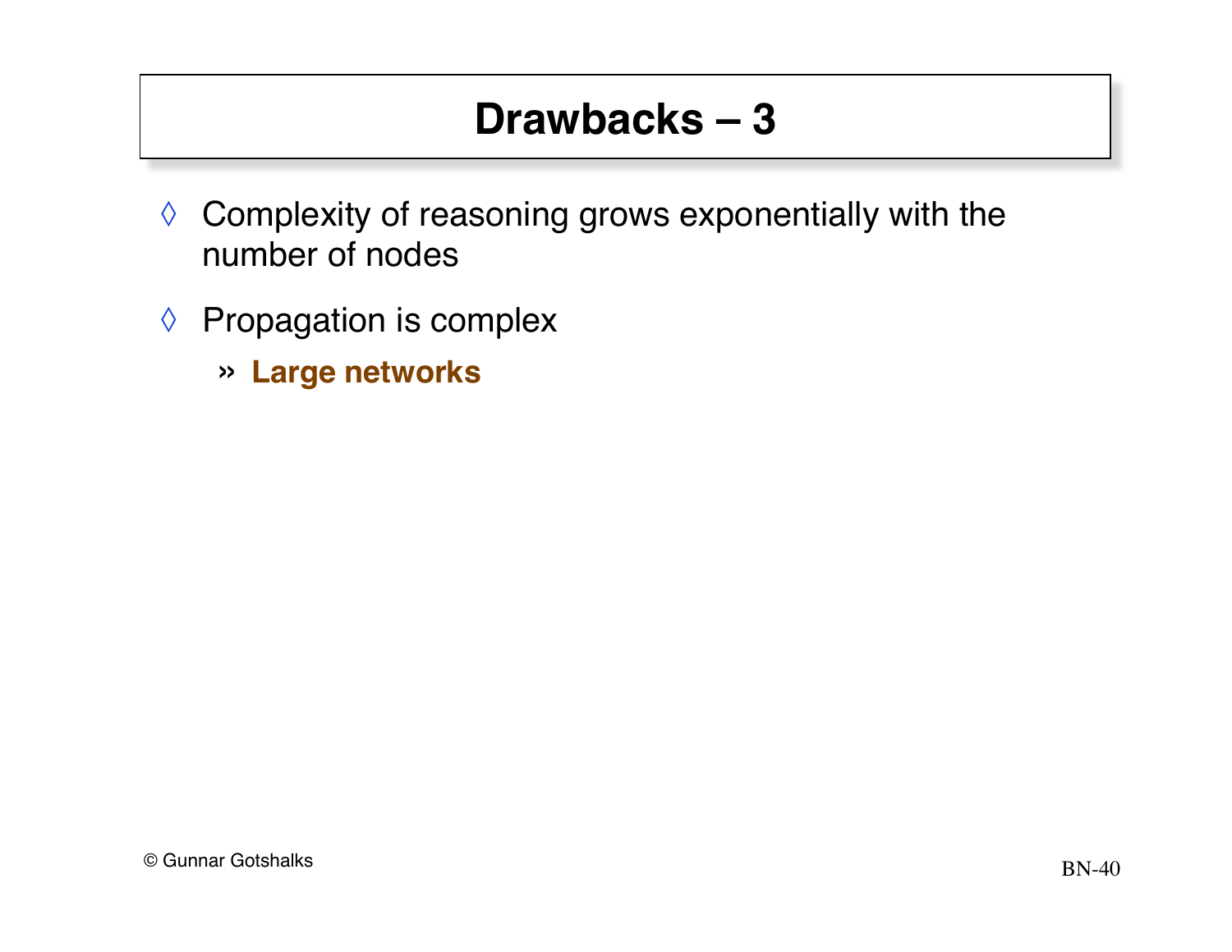# Drawbacks – 3

- Complexity of reasoning grows exponentially with the number of nodes
- Propagation is complex
  - **Large networks**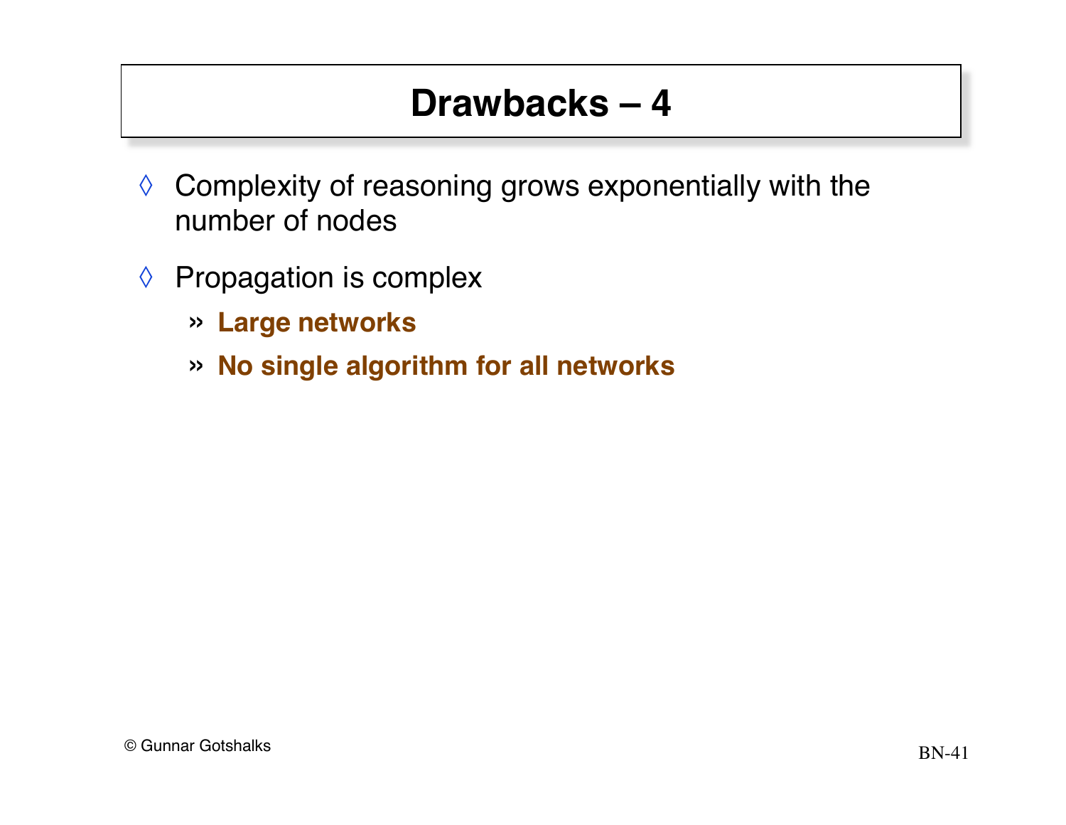# Drawbacks – 4

- Complexity of reasoning grows exponentially with the number of nodes
- Propagation is complex
  - **Large networks**
  - **No single algorithm for all networks**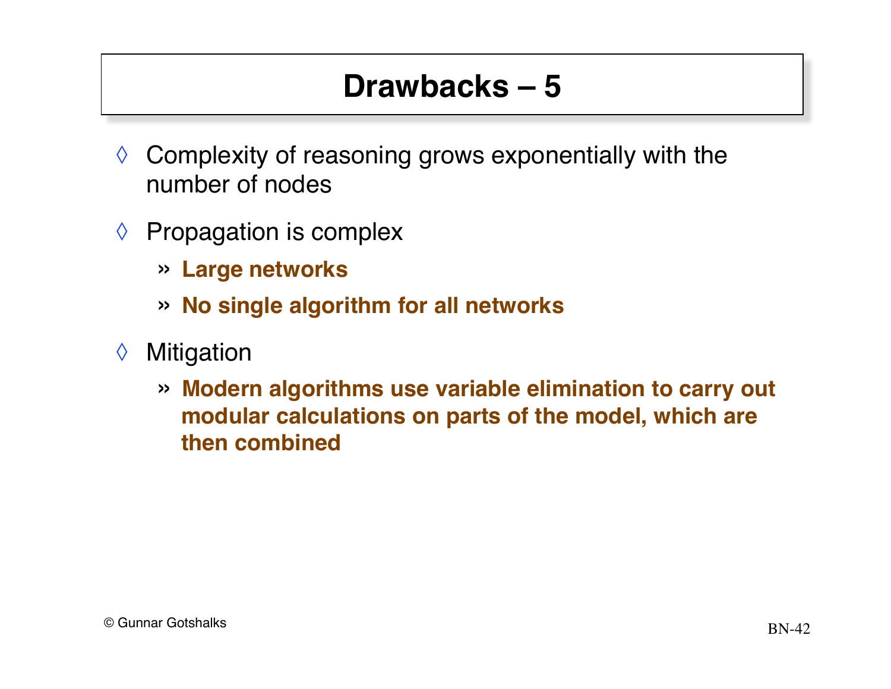# Drawbacks – 5

- Complexity of reasoning grows exponentially with the number of nodes
- Propagation is complex
  - **Large networks**
  - **No single algorithm for all networks**
- Mitigation
  - **Modern algorithms use variable elimination to carry out modular calculations on parts of the model, which are then combined**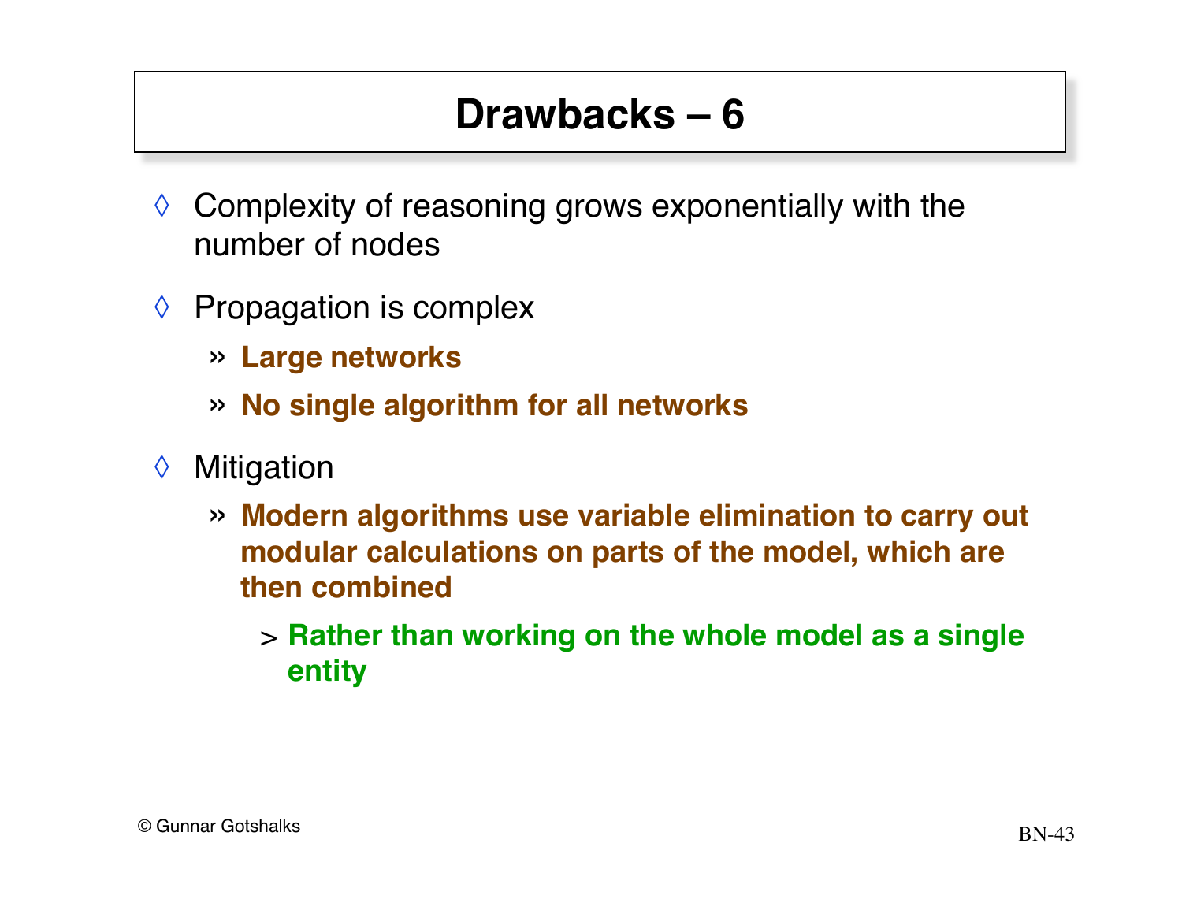# Drawbacks – 6

- Complexity of reasoning grows exponentially with the number of nodes
- Propagation is complex
  - **Large networks**
  - **No single algorithm for all networks**
- Mitigation
  - **Modern algorithms use variable elimination to carry out modular calculations on parts of the model, which are then combined**
    - **Rather than working on the whole model as a single entity**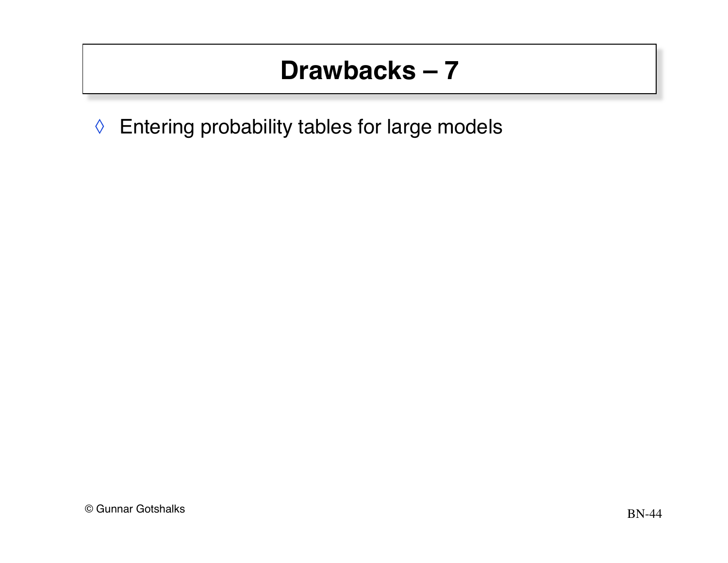# Drawbacks – 7

- Entering probability tables for large models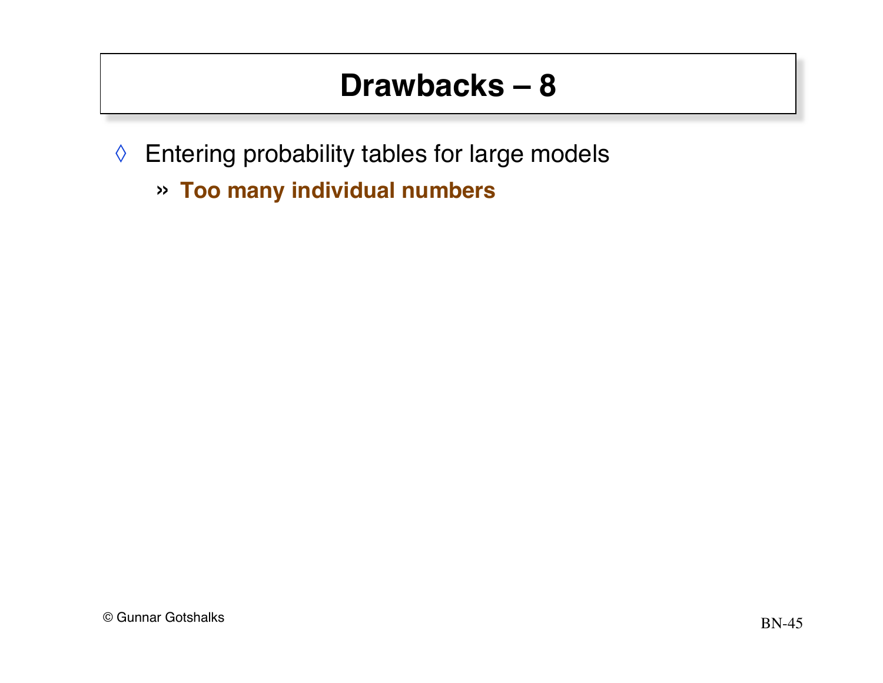# Drawbacks – 8

- Entering probability tables for large models
  - **Too many individual numbers**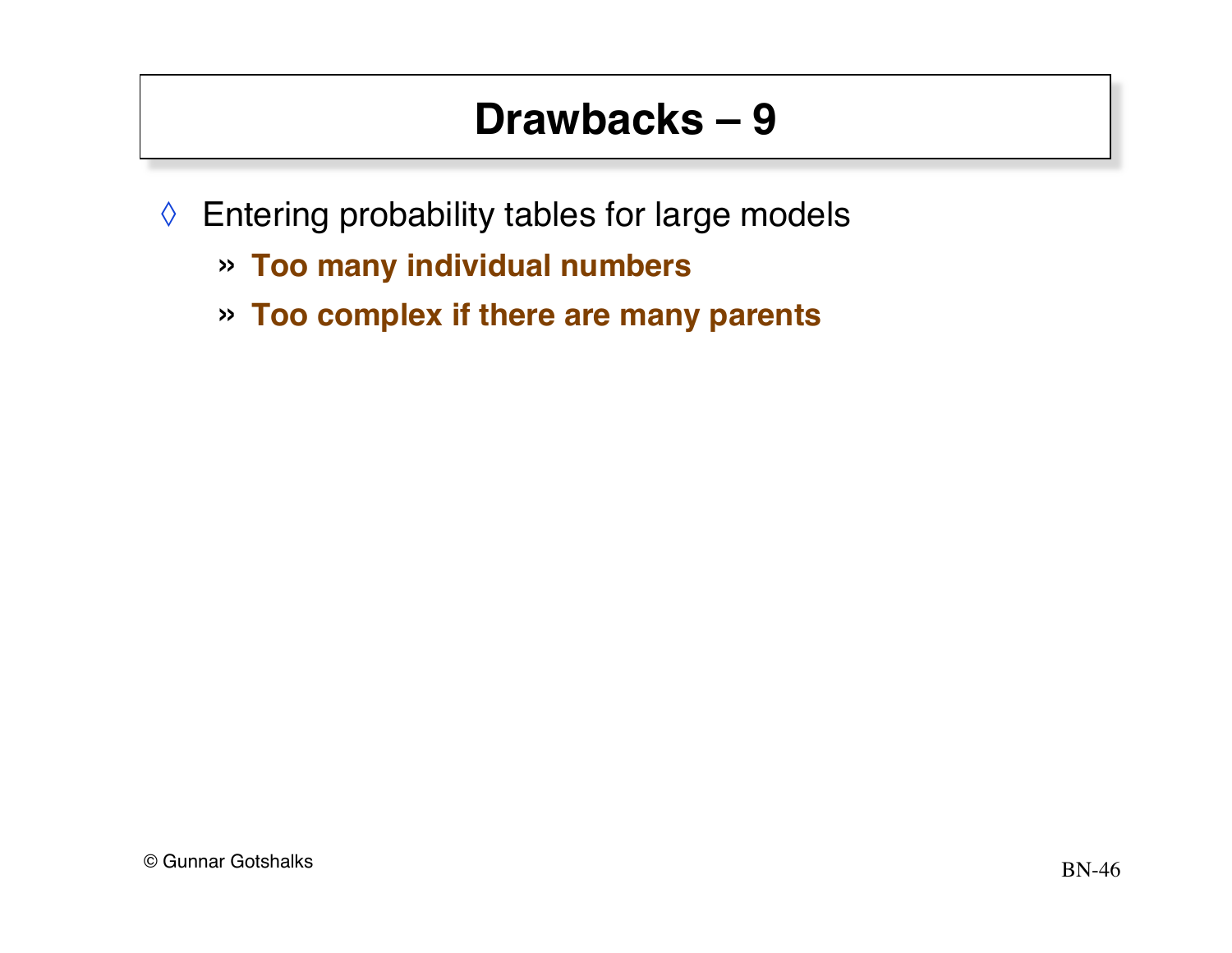# Drawbacks – 9

- Entering probability tables for large models
  - **Too many individual numbers**
  - **Too complex if there are many parents**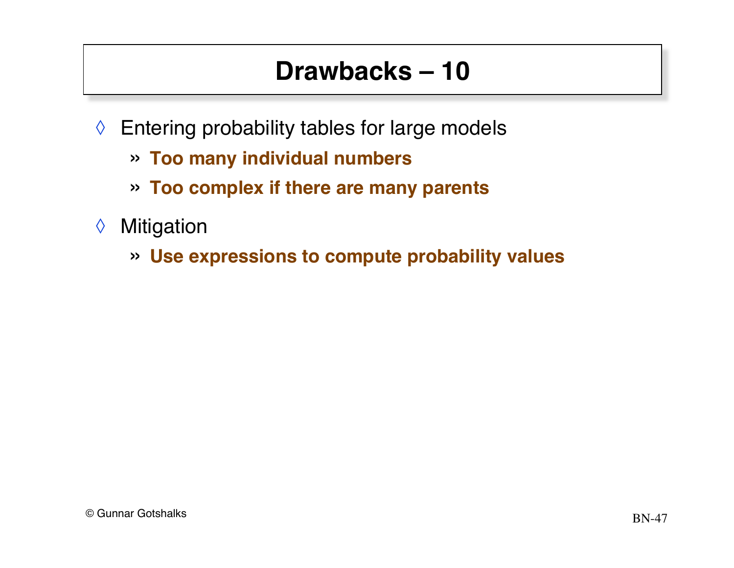# Drawbacks – 10

- Entering probability tables for large models
  - **Too many individual numbers**
  - **Too complex if there are many parents**
- Mitigation
  - **Use expressions to compute probability values**